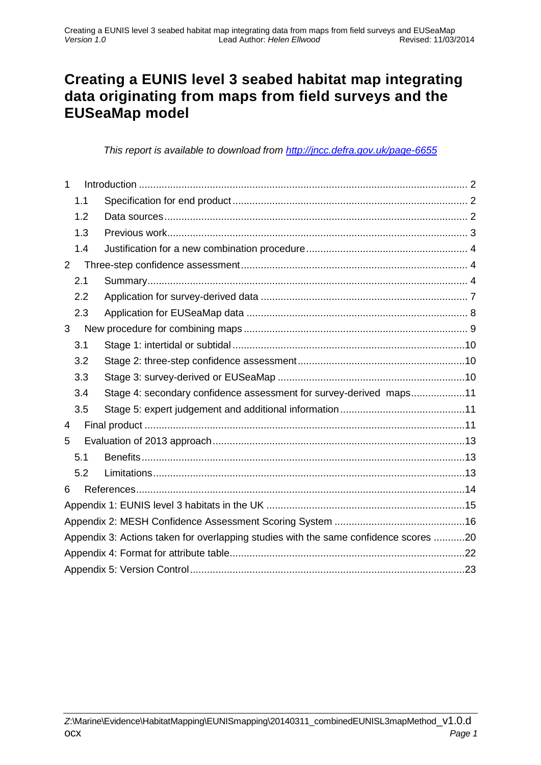# Creating a EUNIS level 3 seabed habitat map integrating data originating from maps from field surveys and the EUSeaMap model

*This report is available to download from [http://jncc.defra.gov.uk/page-6655](http://jncc.defra.gov.uk/page-6655)*

1 Introduction .......... 2
  1.1 Specification for end product .......... 2
  1.2 Data sources .......... 2
  1.3 Previous work .......... 3
  1.4 Justification for a new combination procedure .......... 4
2 Three-step confidence assessment .......... 4
  2.1 Summary .......... 4
  2.2 Application for survey-derived data .......... 7
  2.3 Application for EUSeaMap data .......... 8
3 New procedure for combining maps .......... 9
  3.1 Stage 1: intertidal or subtidal .......... 10
  3.2 Stage 2: three-step confidence assessment .......... 10
  3.3 Stage 3: survey-derived or EUSeaMap .......... 10
  3.4 Stage 4: secondary confidence assessment for survey-derived maps .......... 11
  3.5 Stage 5: expert judgement and additional information .......... 11
4 Final product .......... 11
5 Evaluation of 2013 approach .......... 13
  5.1 Benefits .......... 13
  5.2 Limitations .......... 13
6 References .......... 14
Appendix 1: EUNIS level 3 habitats in the UK .......... 15
Appendix 2: MESH Confidence Assessment Scoring System .......... 16
Appendix 3: Actions taken for overlapping studies with the same confidence scores .......... 20
Appendix 4: Format for attribute table .......... 22
Appendix 5: Version Control .......... 23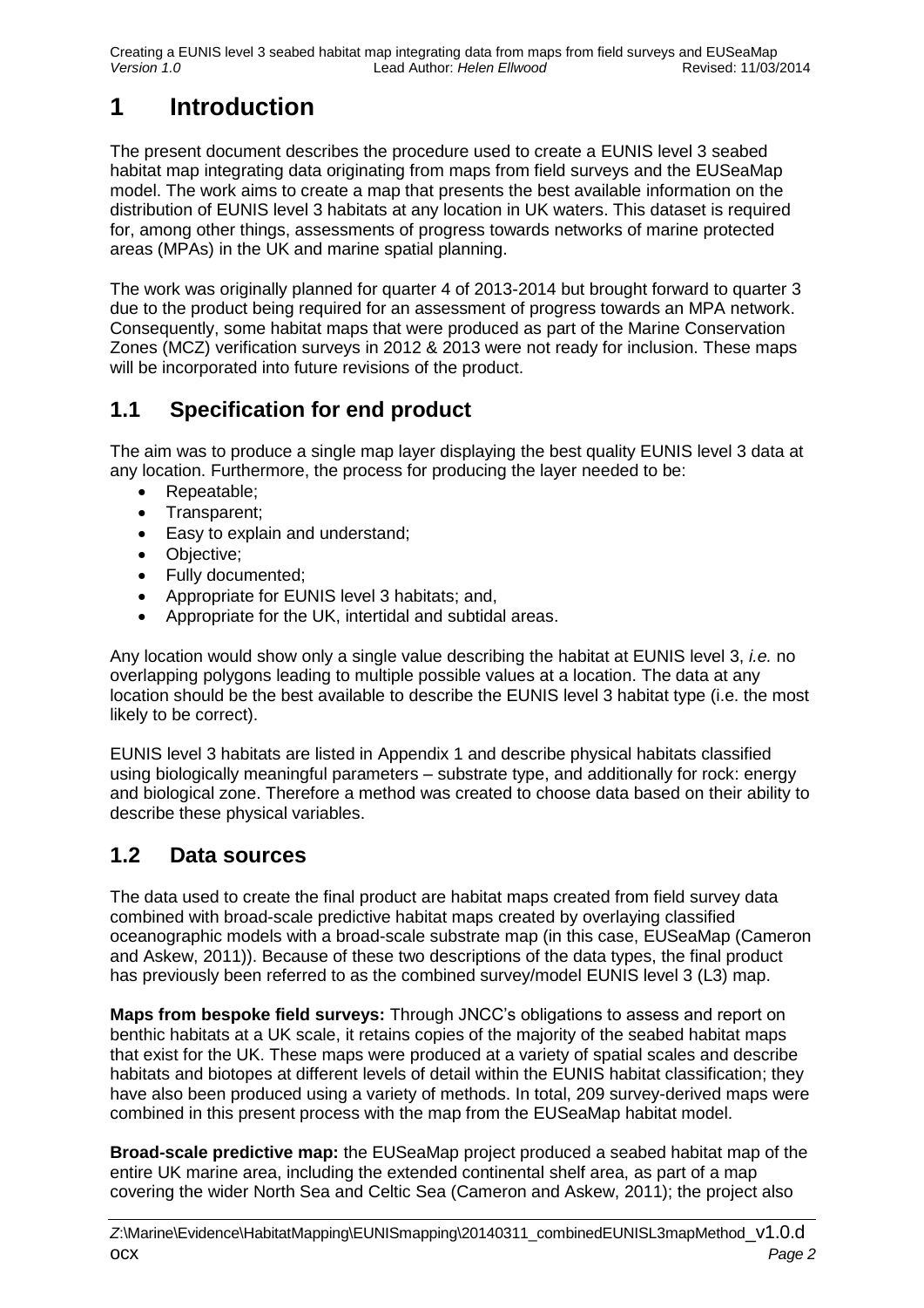# 1 Introduction

The present document describes the procedure used to create a EUNIS level 3 seabed habitat map integrating data originating from maps from field surveys and the EUSeaMap model. The work aims to create a map that presents the best available information on the distribution of EUNIS level 3 habitats at any location in UK waters. This dataset is required for, among other things, assessments of progress towards networks of marine protected areas (MPAs) in the UK and marine spatial planning.

The work was originally planned for quarter 4 of 2013-2014 but brought forward to quarter 3 due to the product being required for an assessment of progress towards an MPA network. Consequently, some habitat maps that were produced as part of the Marine Conservation Zones (MCZ) verification surveys in 2012 & 2013 were not ready for inclusion. These maps will be incorporated into future revisions of the product.

## 1.1 Specification for end product

The aim was to produce a single map layer displaying the best quality EUNIS level 3 data at any location. Furthermore, the process for producing the layer needed to be:

- Repeatable;
- Transparent;
- Easy to explain and understand;
- Objective;
- Fully documented;
- Appropriate for EUNIS level 3 habitats; and,
- Appropriate for the UK, intertidal and subtidal areas.

Any location would show only a single value describing the habitat at EUNIS level 3, *i.e.* no overlapping polygons leading to multiple possible values at a location. The data at any location should be the best available to describe the EUNIS level 3 habitat type (i.e. the most likely to be correct).

EUNIS level 3 habitats are listed in Appendix 1 and describe physical habitats classified using biologically meaningful parameters – substrate type, and additionally for rock: energy and biological zone. Therefore a method was created to choose data based on their ability to describe these physical variables.

## 1.2 Data sources

The data used to create the final product are habitat maps created from field survey data combined with broad-scale predictive habitat maps created by overlaying classified oceanographic models with a broad-scale substrate map (in this case, EUSeaMap (Cameron and Askew, 2011)). Because of these two descriptions of the data types, the final product has previously been referred to as the combined survey/model EUNIS level 3 (L3) map.

**Maps from bespoke field surveys:** Through JNCC's obligations to assess and report on benthic habitats at a UK scale, it retains copies of the majority of the seabed habitat maps that exist for the UK. These maps were produced at a variety of spatial scales and describe habitats and biotopes at different levels of detail within the EUNIS habitat classification; they have also been produced using a variety of methods. In total, 209 survey-derived maps were combined in this present process with the map from the EUSeaMap habitat model.

**Broad-scale predictive map:** the EUSeaMap project produced a seabed habitat map of the entire UK marine area, including the extended continental shelf area, as part of a map covering the wider North Sea and Celtic Sea (Cameron and Askew, 2011); the project also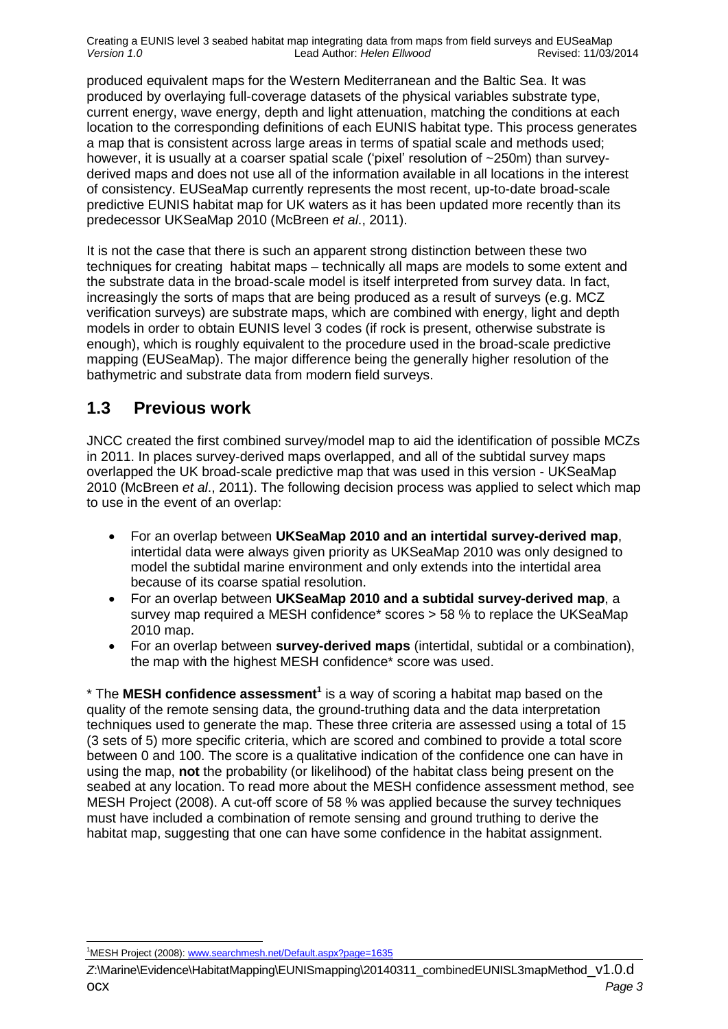produced equivalent maps for the Western Mediterranean and the Baltic Sea. It was produced by overlaying full-coverage datasets of the physical variables substrate type, current energy, wave energy, depth and light attenuation, matching the conditions at each location to the corresponding definitions of each EUNIS habitat type. This process generates a map that is consistent across large areas in terms of spatial scale and methods used; however, it is usually at a coarser spatial scale ('pixel' resolution of ~250m) than survey-derived maps and does not use all of the information available in all locations in the interest of consistency. EUSeaMap currently represents the most recent, up-to-date broad-scale predictive EUNIS habitat map for UK waters as it has been updated more recently than its predecessor UKSeaMap 2010 (McBreen *et al*., 2011).

It is not the case that there is such an apparent strong distinction between these two techniques for creating habitat maps – technically all maps are models to some extent and the substrate data in the broad-scale model is itself interpreted from survey data. In fact, increasingly the sorts of maps that are being produced as a result of surveys (e.g. MCZ verification surveys) are substrate maps, which are combined with energy, light and depth models in order to obtain EUNIS level 3 codes (if rock is present, otherwise substrate is enough), which is roughly equivalent to the procedure used in the broad-scale predictive mapping (EUSeaMap). The major difference being the generally higher resolution of the bathymetric and substrate data from modern field surveys.

## 1.3 Previous work

JNCC created the first combined survey/model map to aid the identification of possible MCZs in 2011. In places survey-derived maps overlapped, and all of the subtidal survey maps overlapped the UK broad-scale predictive map that was used in this version - UKSeaMap 2010 (McBreen *et al*., 2011). The following decision process was applied to select which map to use in the event of an overlap:

- For an overlap between **UKSeaMap 2010 and an intertidal survey-derived map**, intertidal data were always given priority as UKSeaMap 2010 was only designed to model the subtidal marine environment and only extends into the intertidal area because of its coarse spatial resolution.
- For an overlap between **UKSeaMap 2010 and a subtidal survey-derived map**, a survey map required a MESH confidence* scores > 58 % to replace the UKSeaMap 2010 map.
- For an overlap between **survey-derived maps** (intertidal, subtidal or a combination), the map with the highest MESH confidence* score was used.

\* The **MESH confidence assessment**[1] is a way of scoring a habitat map based on the quality of the remote sensing data, the ground-truthing data and the data interpretation techniques used to generate the map. These three criteria are assessed using a total of 15 (3 sets of 5) more specific criteria, which are scored and combined to provide a total score between 0 and 100. The score is a qualitative indication of the confidence one can have in using the map, **not** the probability (or likelihood) of the habitat class being present on the seabed at any location. To read more about the MESH confidence assessment method, see MESH Project (2008). A cut-off score of 58 % was applied because the survey techniques must have included a combination of remote sensing and ground truthing to derive the habitat map, suggesting that one can have some confidence in the habitat assignment.

[1]MESH Project (2008): www.searchmesh.net/Default.aspx?page=1635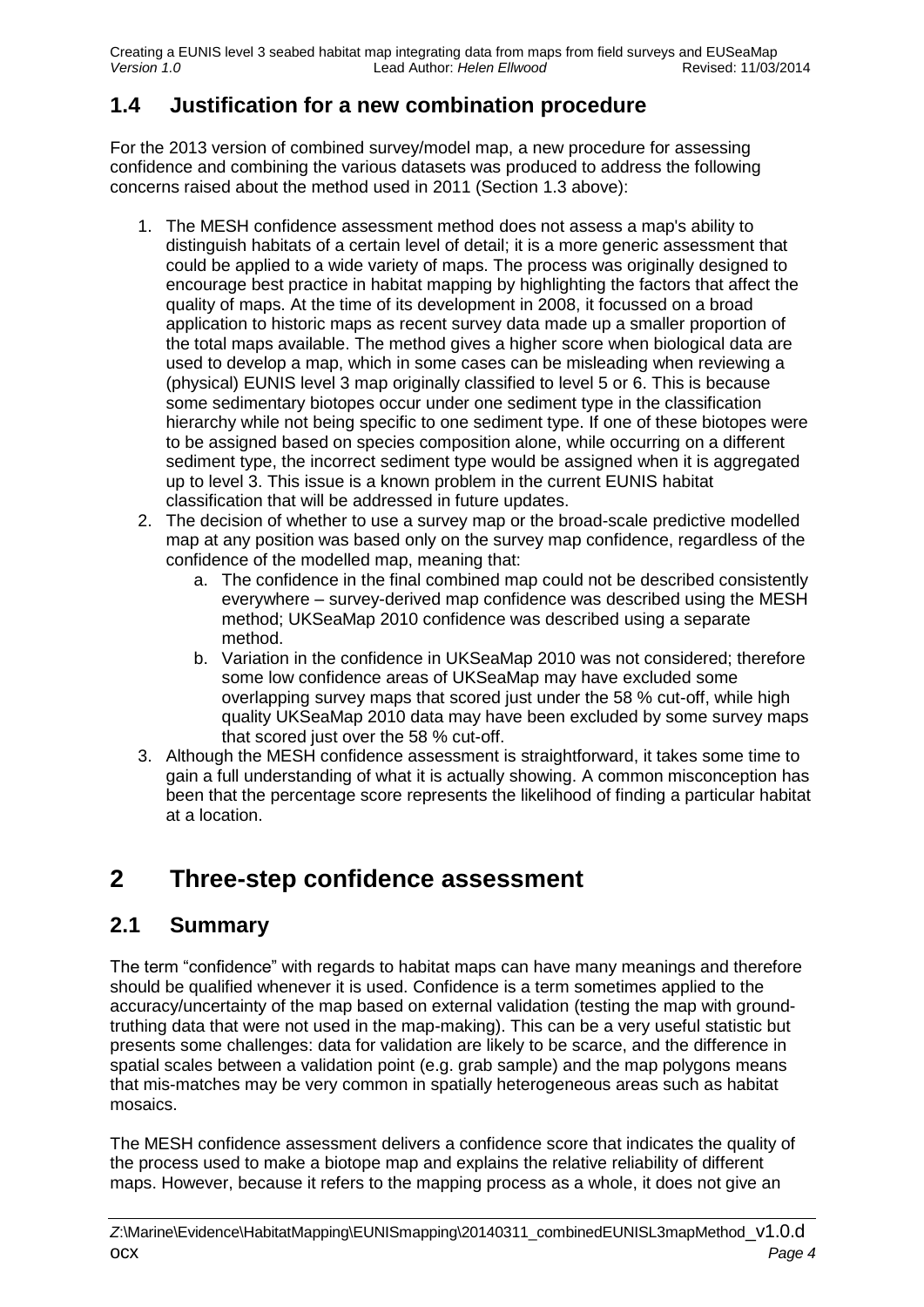## 1.4 Justification for a new combination procedure

For the 2013 version of combined survey/model map, a new procedure for assessing confidence and combining the various datasets was produced to address the following concerns raised about the method used in 2011 (Section 1.3 above):

1. The MESH confidence assessment method does not assess a map's ability to distinguish habitats of a certain level of detail; it is a more generic assessment that could be applied to a wide variety of maps. The process was originally designed to encourage best practice in habitat mapping by highlighting the factors that affect the quality of maps. At the time of its development in 2008, it focussed on a broad application to historic maps as recent survey data made up a smaller proportion of the total maps available. The method gives a higher score when biological data are used to develop a map, which in some cases can be misleading when reviewing a (physical) EUNIS level 3 map originally classified to level 5 or 6. This is because some sedimentary biotopes occur under one sediment type in the classification hierarchy while not being specific to one sediment type. If one of these biotopes were to be assigned based on species composition alone, while occurring on a different sediment type, the incorrect sediment type would be assigned when it is aggregated up to level 3. This issue is a known problem in the current EUNIS habitat classification that will be addressed in future updates.
2. The decision of whether to use a survey map or the broad-scale predictive modelled map at any position was based only on the survey map confidence, regardless of the confidence of the modelled map, meaning that:
    a. The confidence in the final combined map could not be described consistently everywhere – survey-derived map confidence was described using the MESH method; UKSeaMap 2010 confidence was described using a separate method.
    b. Variation in the confidence in UKSeaMap 2010 was not considered; therefore some low confidence areas of UKSeaMap may have excluded some overlapping survey maps that scored just under the 58 % cut-off, while high quality UKSeaMap 2010 data may have been excluded by some survey maps that scored just over the 58 % cut-off.
3. Although the MESH confidence assessment is straightforward, it takes some time to gain a full understanding of what it is actually showing. A common misconception has been that the percentage score represents the likelihood of finding a particular habitat at a location.

# 2 Three-step confidence assessment

## 2.1 Summary

The term "confidence" with regards to habitat maps can have many meanings and therefore should be qualified whenever it is used. Confidence is a term sometimes applied to the accuracy/uncertainty of the map based on external validation (testing the map with ground-truthing data that were not used in the map-making). This can be a very useful statistic but presents some challenges: data for validation are likely to be scarce, and the difference in spatial scales between a validation point (e.g. grab sample) and the map polygons means that mis-matches may be very common in spatially heterogeneous areas such as habitat mosaics.

The MESH confidence assessment delivers a confidence score that indicates the quality of the process used to make a biotope map and explains the relative reliability of different maps. However, because it refers to the mapping process as a whole, it does not give an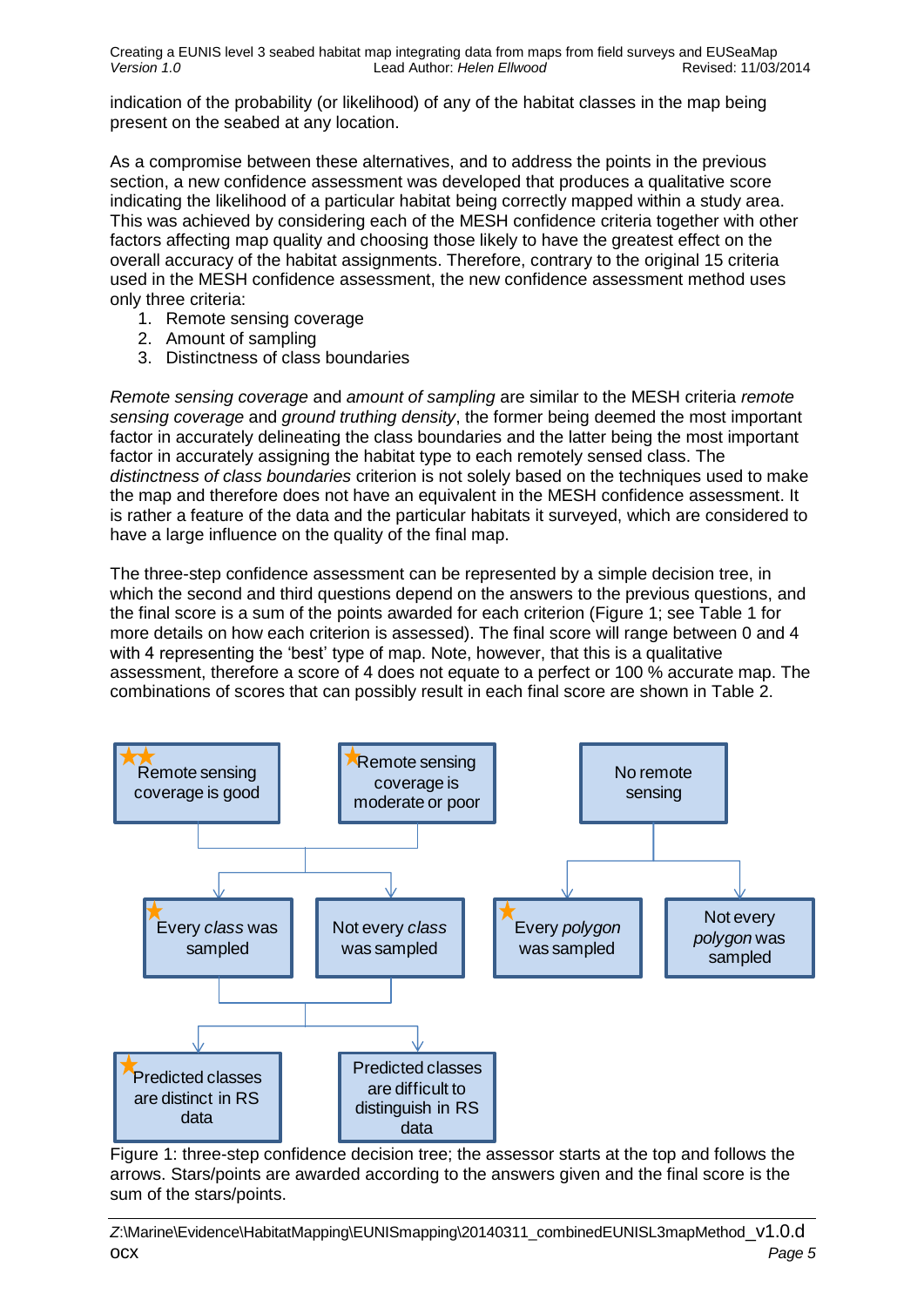indication of the probability (or likelihood) of any of the habitat classes in the map being present on the seabed at any location.

As a compromise between these alternatives, and to address the points in the previous section, a new confidence assessment was developed that produces a qualitative score indicating the likelihood of a particular habitat being correctly mapped within a study area. This was achieved by considering each of the MESH confidence criteria together with other factors affecting map quality and choosing those likely to have the greatest effect on the overall accuracy of the habitat assignments. Therefore, contrary to the original 15 criteria used in the MESH confidence assessment, the new confidence assessment method uses only three criteria:

1. Remote sensing coverage
2. Amount of sampling
3. Distinctness of class boundaries

*Remote sensing coverage* and *amount of sampling* are similar to the MESH criteria *remote sensing coverage* and *ground truthing density*, the former being deemed the most important factor in accurately delineating the class boundaries and the latter being the most important factor in accurately assigning the habitat type to each remotely sensed class. The *distinctness of class boundaries* criterion is not solely based on the techniques used to make the map and therefore does not have an equivalent in the MESH confidence assessment. It is rather a feature of the data and the particular habitats it surveyed, which are considered to have a large influence on the quality of the final map.

The three-step confidence assessment can be represented by a simple decision tree, in which the second and third questions depend on the answers to the previous questions, and the final score is a sum of the points awarded for each criterion (Figure 1; see Table 1 for more details on how each criterion is assessed). The final score will range between 0 and 4 with 4 representing the 'best' type of map. Note, however, that this is a qualitative assessment, therefore a score of 4 does not equate to a perfect or 100 % accurate map. The combinations of scores that can possibly result in each final score are shown in Table 2.

Figure 1: three-step confidence decision tree; the assessor starts at the top and follows the arrows. Stars/points are awarded according to the answers given and the final score is the sum of the stars/points.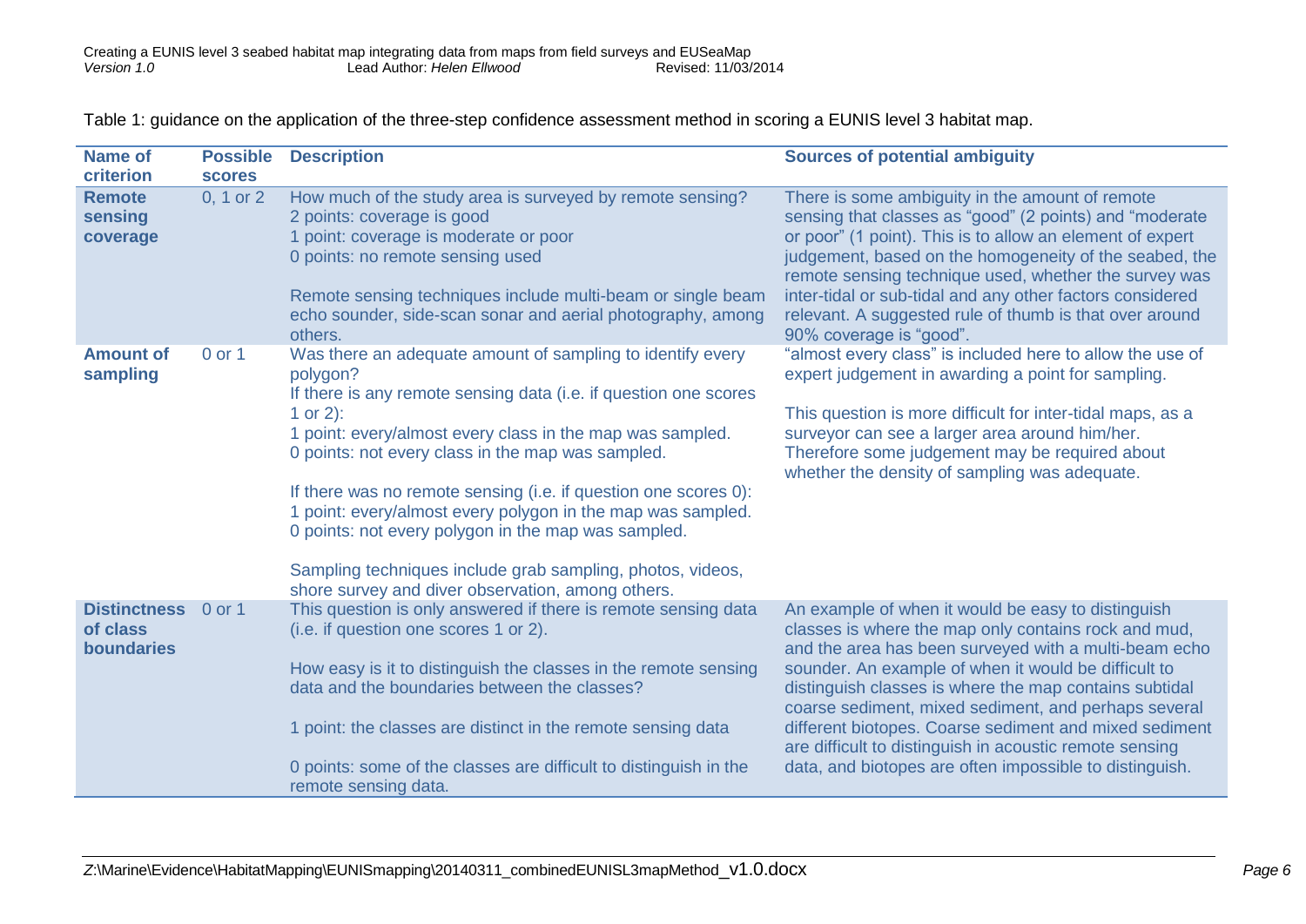Table 1: guidance on the application of the three-step confidence assessment method in scoring a EUNIS level 3 habitat map.

| Name of criterion | Possible scores | Description | Sources of potential ambiguity |
|---|---|---|---|
| **Remote sensing coverage** | 0, 1 or 2 | How much of the study area is surveyed by remote sensing?<br>2 points: coverage is good<br>1 point: coverage is moderate or poor<br>0 points: no remote sensing used<br><br>Remote sensing techniques include multi-beam or single beam echo sounder, side-scan sonar and aerial photography, among others. | There is some ambiguity in the amount of remote sensing that classes as "good" (2 points) and "moderate or poor" (1 point). This is to allow an element of expert judgement, based on the homogeneity of the seabed, the remote sensing technique used, whether the survey was inter-tidal or sub-tidal and any other factors considered relevant. A suggested rule of thumb is that over around 90% coverage is "good". |
| **Amount of sampling** | 0 or 1 | Was there an adequate amount of sampling to identify every polygon?<br>If there is any remote sensing data (i.e. if question one scores 1 or 2):<br>1 point: every/almost every class in the map was sampled.<br>0 points: not every class in the map was sampled.<br><br>If there was no remote sensing (i.e. if question one scores 0):<br>1 point: every/almost every polygon in the map was sampled.<br>0 points: not every polygon in the map was sampled.<br><br>Sampling techniques include grab sampling, photos, videos, shore survey and diver observation, among others. | "almost every class" is included here to allow the use of expert judgement in awarding a point for sampling.<br><br>This question is more difficult for inter-tidal maps, as a surveyor can see a larger area around him/her. Therefore some judgement may be required about whether the density of sampling was adequate. |
| **Distinctness of class boundaries** | 0 or 1 | This question is only answered if there is remote sensing data (i.e. if question one scores 1 or 2).<br><br>How easy is it to distinguish the classes in the remote sensing data and the boundaries between the classes?<br><br>1 point: the classes are distinct in the remote sensing data<br><br>0 points: some of the classes are difficult to distinguish in the remote sensing data. | An example of when it would be easy to distinguish classes is where the map only contains rock and mud, and the area has been surveyed with a multi-beam echo sounder. An example of when it would be difficult to distinguish classes is where the map contains subtidal coarse sediment, mixed sediment, and perhaps several different biotopes. Coarse sediment and mixed sediment are difficult to distinguish in acoustic remote sensing data, and biotopes are often impossible to distinguish. |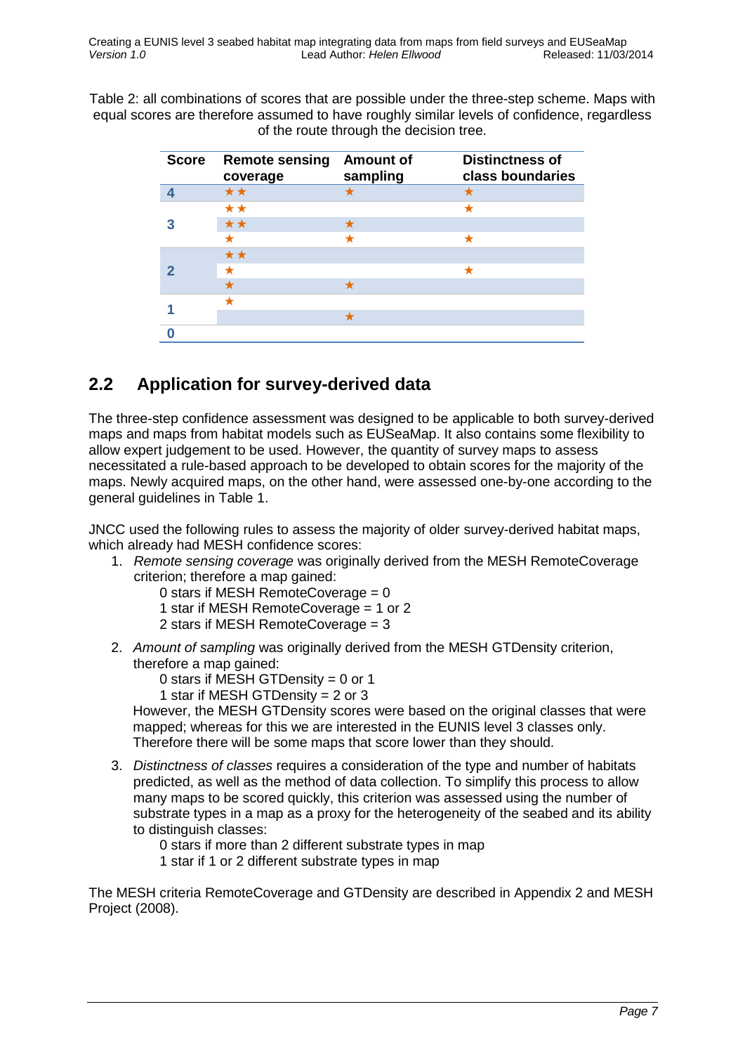Table 2: all combinations of scores that are possible under the three-step scheme. Maps with equal scores are therefore assumed to have roughly similar levels of confidence, regardless of the route through the decision tree.

| Score | Remote sensing coverage | Amount of sampling | Distinctness of class boundaries |
|---|---|---|---|
| 4 | ★★ | ★ | ★ |
| 3 | ★★ | | ★ |
| | ★★ | ★ | |
| | ★ | ★ | ★ |
| 2 | ★★ | | |
| | ★ | | ★ |
| | ★ | ★ | |
| 1 | ★ | | |
| | | ★ | |
| 0 | | | |

## 2.2 Application for survey-derived data

The three-step confidence assessment was designed to be applicable to both survey-derived maps and maps from habitat models such as EUSeaMap. It also contains some flexibility to allow expert judgement to be used. However, the quantity of survey maps to assess necessitated a rule-based approach to be developed to obtain scores for the majority of the maps. Newly acquired maps, on the other hand, were assessed one-by-one according to the general guidelines in Table 1.

JNCC used the following rules to assess the majority of older survey-derived habitat maps, which already had MESH confidence scores:

1. *Remote sensing coverage* was originally derived from the MESH RemoteCoverage criterion; therefore a map gained:
   - 0 stars if MESH RemoteCoverage = 0
   - 1 star if MESH RemoteCoverage = 1 or 2
   - 2 stars if MESH RemoteCoverage = 3
2. *Amount of sampling* was originally derived from the MESH GTDensity criterion, therefore a map gained:
   - 0 stars if MESH GTDensity = 0 or 1
   - 1 star if MESH GTDensity = 2 or 3

   However, the MESH GTDensity scores were based on the original classes that were mapped; whereas for this we are interested in the EUNIS level 3 classes only. Therefore there will be some maps that score lower than they should.
3. *Distinctness of classes* requires a consideration of the type and number of habitats predicted, as well as the method of data collection. To simplify this process to allow many maps to be scored quickly, this criterion was assessed using the number of substrate types in a map as a proxy for the heterogeneity of the seabed and its ability to distinguish classes:
   - 0 stars if more than 2 different substrate types in map
   - 1 star if 1 or 2 different substrate types in map

The MESH criteria RemoteCoverage and GTDensity are described in Appendix 2 and MESH Project (2008).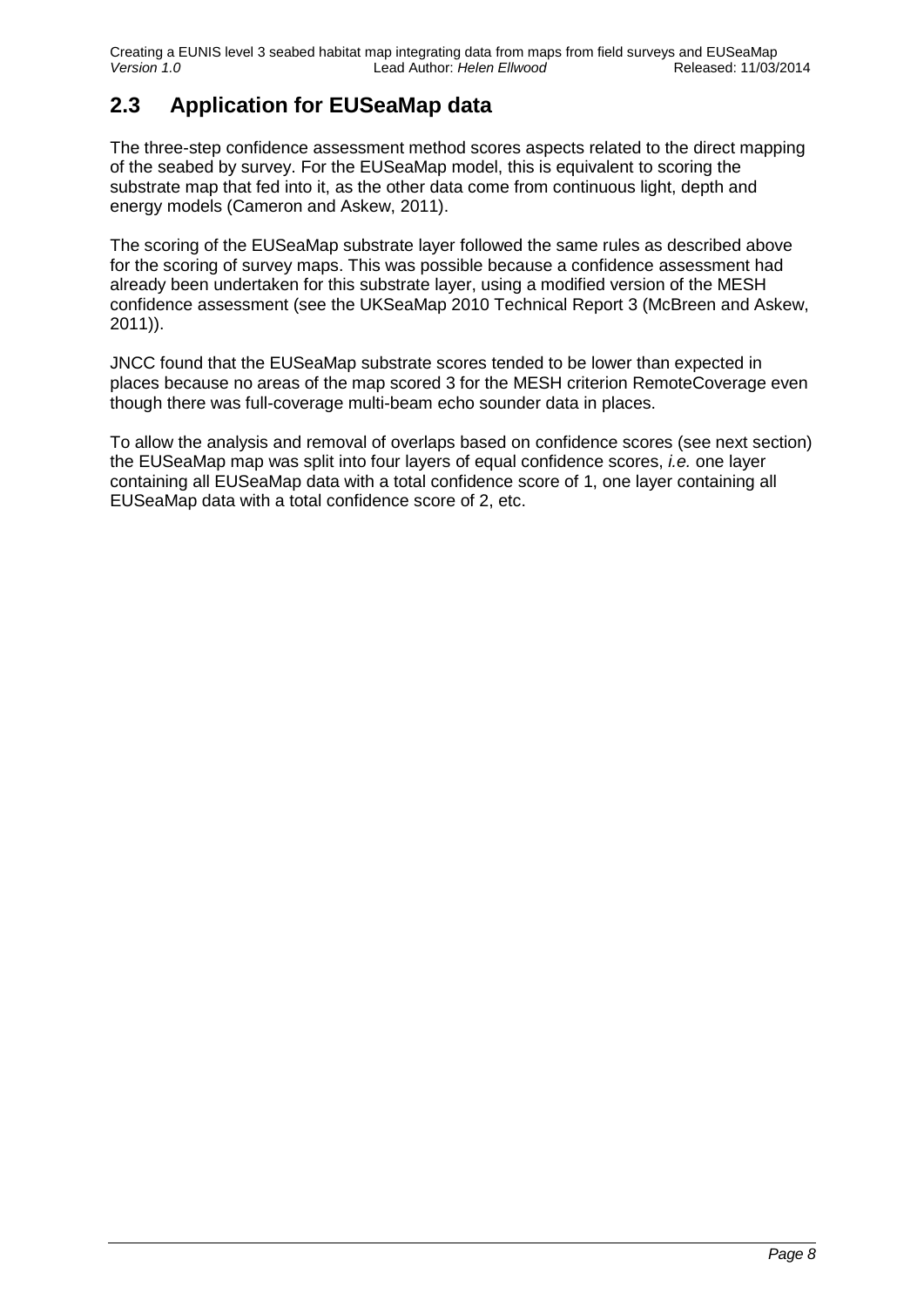## 2.3 Application for EUSeaMap data

The three-step confidence assessment method scores aspects related to the direct mapping of the seabed by survey. For the EUSeaMap model, this is equivalent to scoring the substrate map that fed into it, as the other data come from continuous light, depth and energy models (Cameron and Askew, 2011).

The scoring of the EUSeaMap substrate layer followed the same rules as described above for the scoring of survey maps. This was possible because a confidence assessment had already been undertaken for this substrate layer, using a modified version of the MESH confidence assessment (see the UKSeaMap 2010 Technical Report 3 (McBreen and Askew, 2011)).

JNCC found that the EUSeaMap substrate scores tended to be lower than expected in places because no areas of the map scored 3 for the MESH criterion RemoteCoverage even though there was full-coverage multi-beam echo sounder data in places.

To allow the analysis and removal of overlaps based on confidence scores (see next section) the EUSeaMap map was split into four layers of equal confidence scores, *i.e.* one layer containing all EUSeaMap data with a total confidence score of 1, one layer containing all EUSeaMap data with a total confidence score of 2, etc.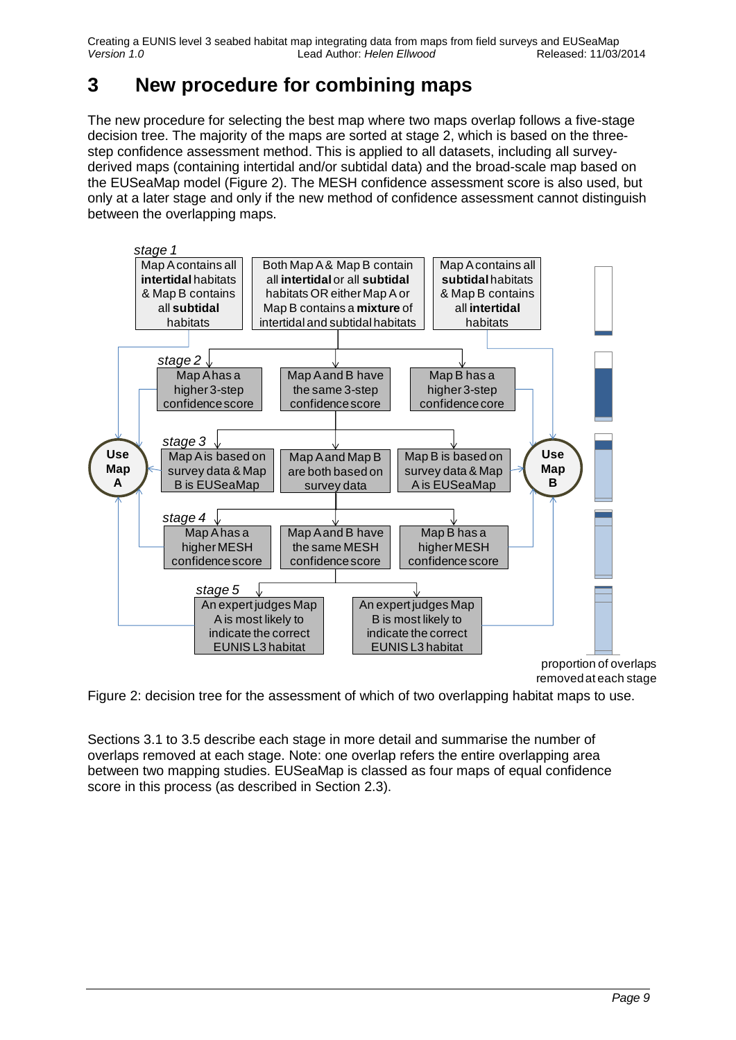# 3 New procedure for combining maps

The new procedure for selecting the best map where two maps overlap follows a five-stage decision tree. The majority of the maps are sorted at stage 2, which is based on the three-step confidence assessment method. This is applied to all datasets, including all survey-derived maps (containing intertidal and/or subtidal data) and the broad-scale map based on the EUSeaMap model (Figure 2). The MESH confidence assessment score is also used, but only at a later stage and only if the new method of confidence assessment cannot distinguish between the overlapping maps.

*stage 1*
- Map A contains all **intertidal** habitats & Map B contains all **subtidal** habitats → Use Map A
- Both Map A & Map B contain all **intertidal** or all **subtidal** habitats OR either Map A or Map B contains a **mixture** of intertidal and subtidal habitats → stage 2
- Map A contains all **subtidal** habitats & Map B contains all **intertidal** habitats → Use Map B

*stage 2*
- Map A has a higher 3-step confidence score → Use Map A
- Map A and B have the same 3-step confidence score → stage 3
- Map B has a higher 3-step confidence core → Use Map B

*stage 3*
- Map A is based on survey data & Map B is EUSeaMap → Use Map A
- Map A and Map B are both based on survey data → stage 4
- Map B is based on survey data & Map A is EUSeaMap → Use Map B

*stage 4*
- Map A has a higher MESH confidence score → Use Map A
- Map A and B have the same MESH confidence score → stage 5
- Map B has a higher MESH confidence score → Use Map B

*stage 5*
- An expert judges Map A is most likely to indicate the correct EUNIS L3 habitat → Use Map A
- An expert judges Map B is most likely to indicate the correct EUNIS L3 habitat → Use Map B

proportion of overlaps removed at each stage

Figure 2: decision tree for the assessment of which of two overlapping habitat maps to use.

Sections 3.1 to 3.5 describe each stage in more detail and summarise the number of overlaps removed at each stage. Note: one overlap refers the entire overlapping area between two mapping studies. EUSeaMap is classed as four maps of equal confidence score in this process (as described in Section 2.3).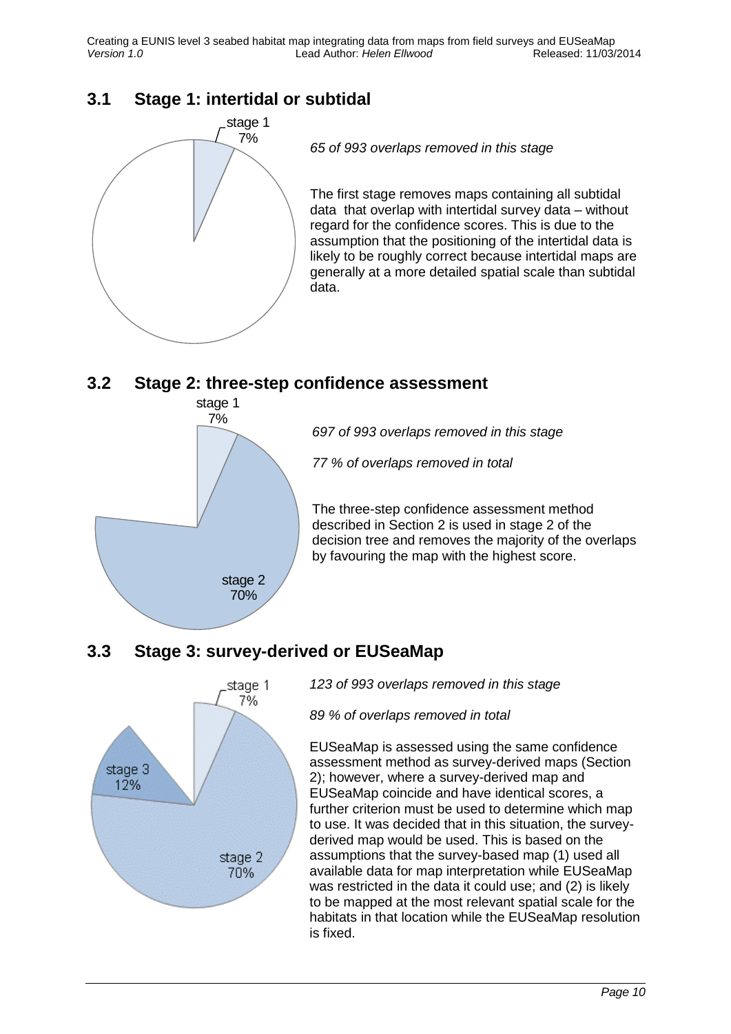## 3.1 Stage 1: intertidal or subtidal

stage 1
7%

*65 of 993 overlaps removed in this stage*

The first stage removes maps containing all subtidal data that overlap with intertidal survey data – without regard for the confidence scores. This is due to the assumption that the positioning of the intertidal data is likely to be roughly correct because intertidal maps are generally at a more detailed spatial scale than subtidal data.

## 3.2 Stage 2: three-step confidence assessment

stage 1
7%

stage 2
70%

*697 of 993 overlaps removed in this stage*

*77 % of overlaps removed in total*

The three-step confidence assessment method described in Section 2 is used in stage 2 of the decision tree and removes the majority of the overlaps by favouring the map with the highest score.

## 3.3 Stage 3: survey-derived or EUSeaMap

stage 1
7%

stage 3
12%

stage 2
70%

*123 of 993 overlaps removed in this stage*

*89 % of overlaps removed in total*

EUSeaMap is assessed using the same confidence assessment method as survey-derived maps (Section 2); however, where a survey-derived map and EUSeaMap coincide and have identical scores, a further criterion must be used to determine which map to use. It was decided that in this situation, the survey-derived map would be used. This is based on the assumptions that the survey-based map (1) used all available data for map interpretation while EUSeaMap was restricted in the data it could use; and (2) is likely to be mapped at the most relevant spatial scale for the habitats in that location while the EUSeaMap resolution is fixed.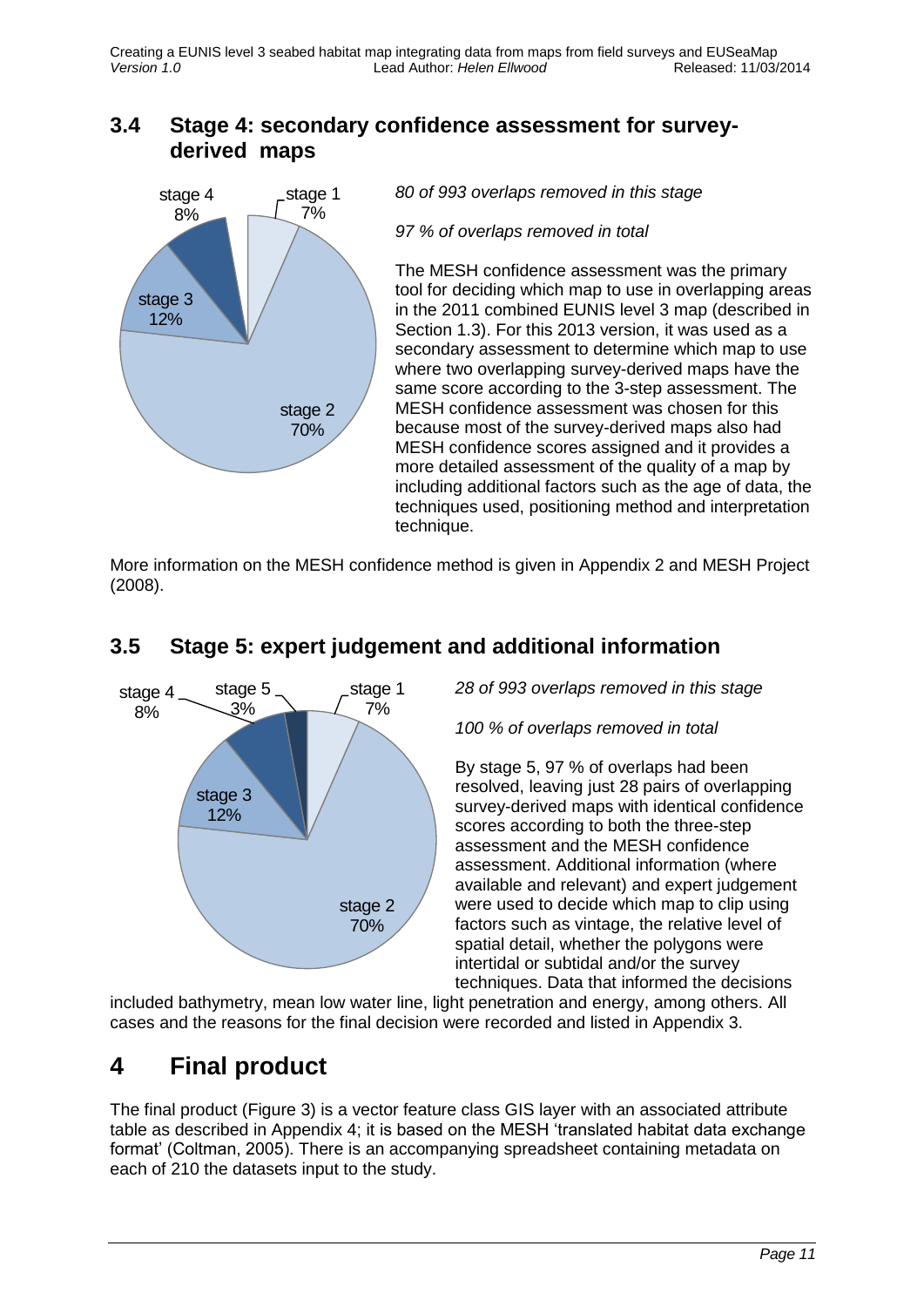## 3.4 Stage 4: secondary confidence assessment for survey-derived maps

*80 of 993 overlaps removed in this stage*

*97 % of overlaps removed in total*

The MESH confidence assessment was the primary tool for deciding which map to use in overlapping areas in the 2011 combined EUNIS level 3 map (described in Section 1.3). For this 2013 version, it was used as a secondary assessment to determine which map to use where two overlapping survey-derived maps have the same score according to the 3-step assessment. The MESH confidence assessment was chosen for this because most of the survey-derived maps also had MESH confidence scores assigned and it provides a more detailed assessment of the quality of a map by including additional factors such as the age of data, the techniques used, positioning method and interpretation technique.

More information on the MESH confidence method is given in Appendix 2 and MESH Project (2008).

## 3.5 Stage 5: expert judgement and additional information

*28 of 993 overlaps removed in this stage*

*100 % of overlaps removed in total*

By stage 5, 97 % of overlaps had been resolved, leaving just 28 pairs of overlapping survey-derived maps with identical confidence scores according to both the three-step assessment and the MESH confidence assessment. Additional information (where available and relevant) and expert judgement were used to decide which map to clip using factors such as vintage, the relative level of spatial detail, whether the polygons were intertidal or subtidal and/or the survey techniques. Data that informed the decisions included bathymetry, mean low water line, light penetration and energy, among others. All cases and the reasons for the final decision were recorded and listed in Appendix 3.

# 4 Final product

The final product (Figure 3) is a vector feature class GIS layer with an associated attribute table as described in Appendix 4; it is based on the MESH 'translated habitat data exchange format' (Coltman, 2005). There is an accompanying spreadsheet containing metadata on each of 210 the datasets input to the study.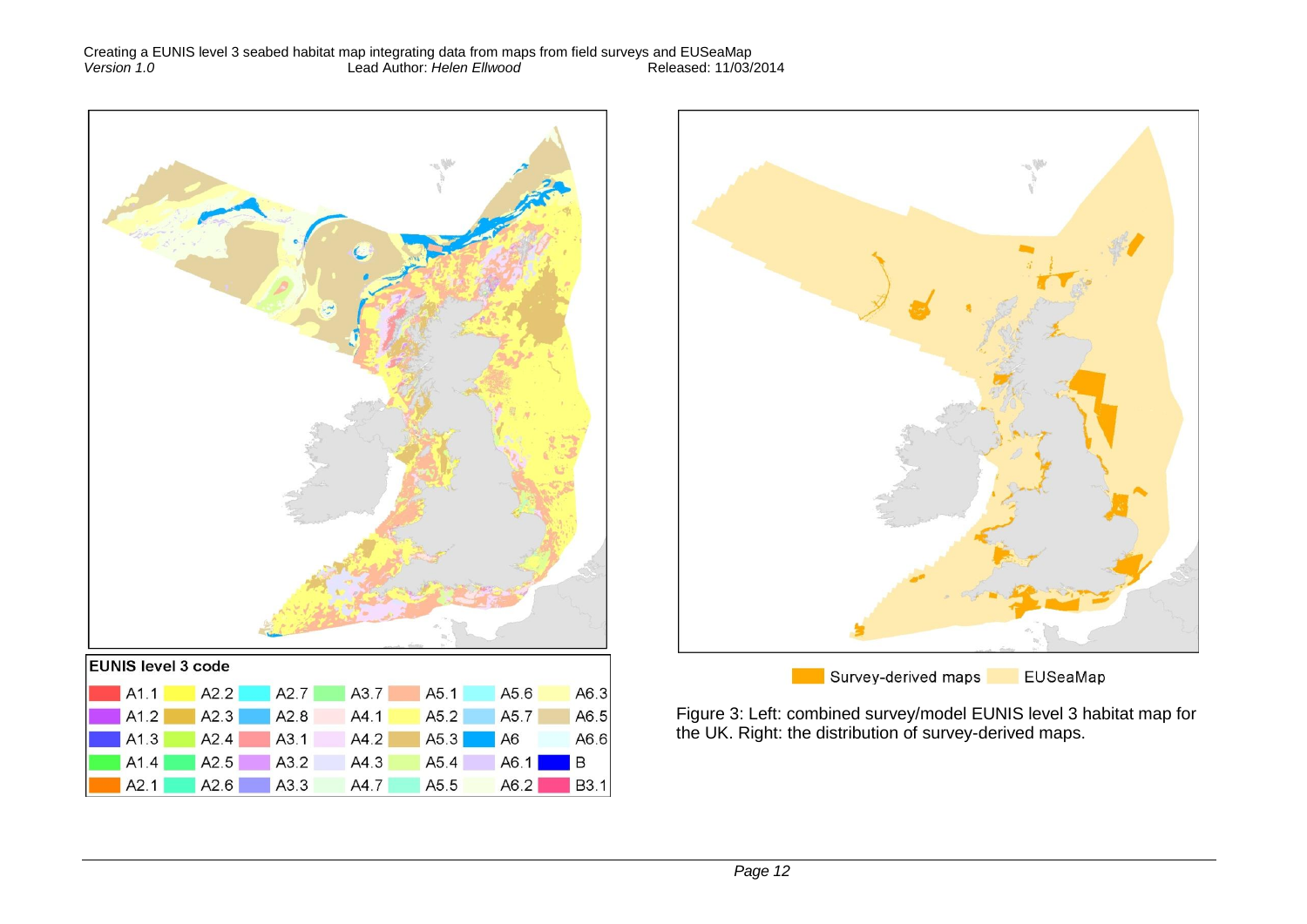| EUNIS level 3 code | | | | | | |
| --- | --- | --- | --- | --- | --- | --- |
| A1.1 | A2.2 | A2.7 | A3.7 | A5.1 | A5.6 | A6.3 |
| A1.2 | A2.3 | A2.8 | A4.1 | A5.2 | A5.7 | A6.5 |
| A1.3 | A2.4 | A3.1 | A4.2 | A5.3 | A6 | A6.6 |
| A1.4 | A2.5 | A3.2 | A4.3 | A5.4 | A6.1 | B |
| A2.1 | A2.6 | A3.3 | A4.7 | A5.5 | A6.2 | B3.1 |

Survey-derived maps    EUSeaMap

Figure 3: Left: combined survey/model EUNIS level 3 habitat map for the UK. Right: the distribution of survey-derived maps.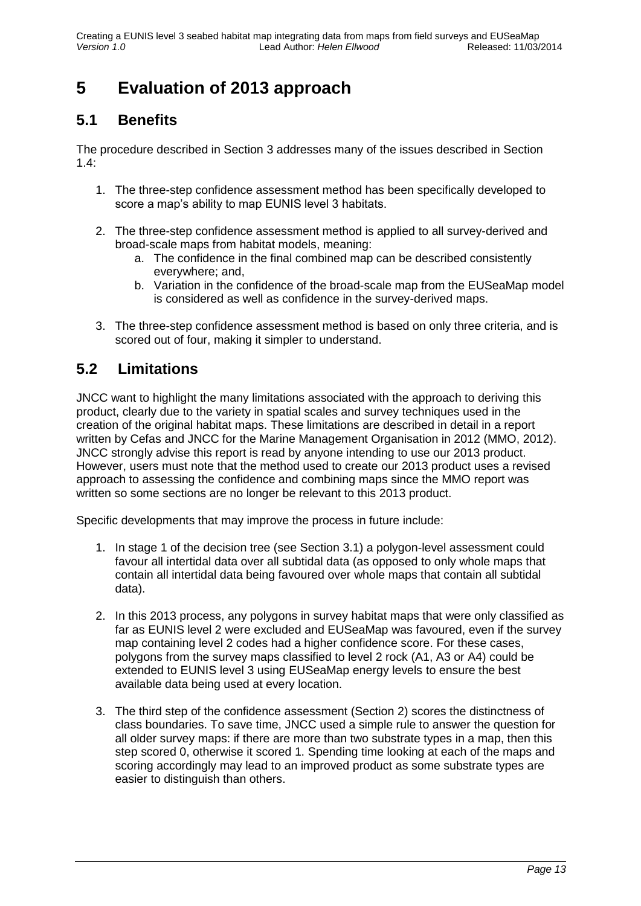# 5 Evaluation of 2013 approach

## 5.1 Benefits

The procedure described in Section 3 addresses many of the issues described in Section 1.4:

1. The three-step confidence assessment method has been specifically developed to score a map's ability to map EUNIS level 3 habitats.

2. The three-step confidence assessment method is applied to all survey-derived and broad-scale maps from habitat models, meaning:
   a. The confidence in the final combined map can be described consistently everywhere; and,
   b. Variation in the confidence of the broad-scale map from the EUSeaMap model is considered as well as confidence in the survey-derived maps.

3. The three-step confidence assessment method is based on only three criteria, and is scored out of four, making it simpler to understand.

## 5.2 Limitations

JNCC want to highlight the many limitations associated with the approach to deriving this product, clearly due to the variety in spatial scales and survey techniques used in the creation of the original habitat maps. These limitations are described in detail in a report written by Cefas and JNCC for the Marine Management Organisation in 2012 (MMO, 2012). JNCC strongly advise this report is read by anyone intending to use our 2013 product. However, users must note that the method used to create our 2013 product uses a revised approach to assessing the confidence and combining maps since the MMO report was written so some sections are no longer be relevant to this 2013 product.

Specific developments that may improve the process in future include:

1. In stage 1 of the decision tree (see Section 3.1) a polygon-level assessment could favour all intertidal data over all subtidal data (as opposed to only whole maps that contain all intertidal data being favoured over whole maps that contain all subtidal data).

2. In this 2013 process, any polygons in survey habitat maps that were only classified as far as EUNIS level 2 were excluded and EUSeaMap was favoured, even if the survey map containing level 2 codes had a higher confidence score. For these cases, polygons from the survey maps classified to level 2 rock (A1, A3 or A4) could be extended to EUNIS level 3 using EUSeaMap energy levels to ensure the best available data being used at every location.

3. The third step of the confidence assessment (Section 2) scores the distinctness of class boundaries. To save time, JNCC used a simple rule to answer the question for all older survey maps: if there are more than two substrate types in a map, then this step scored 0, otherwise it scored 1. Spending time looking at each of the maps and scoring accordingly may lead to an improved product as some substrate types are easier to distinguish than others.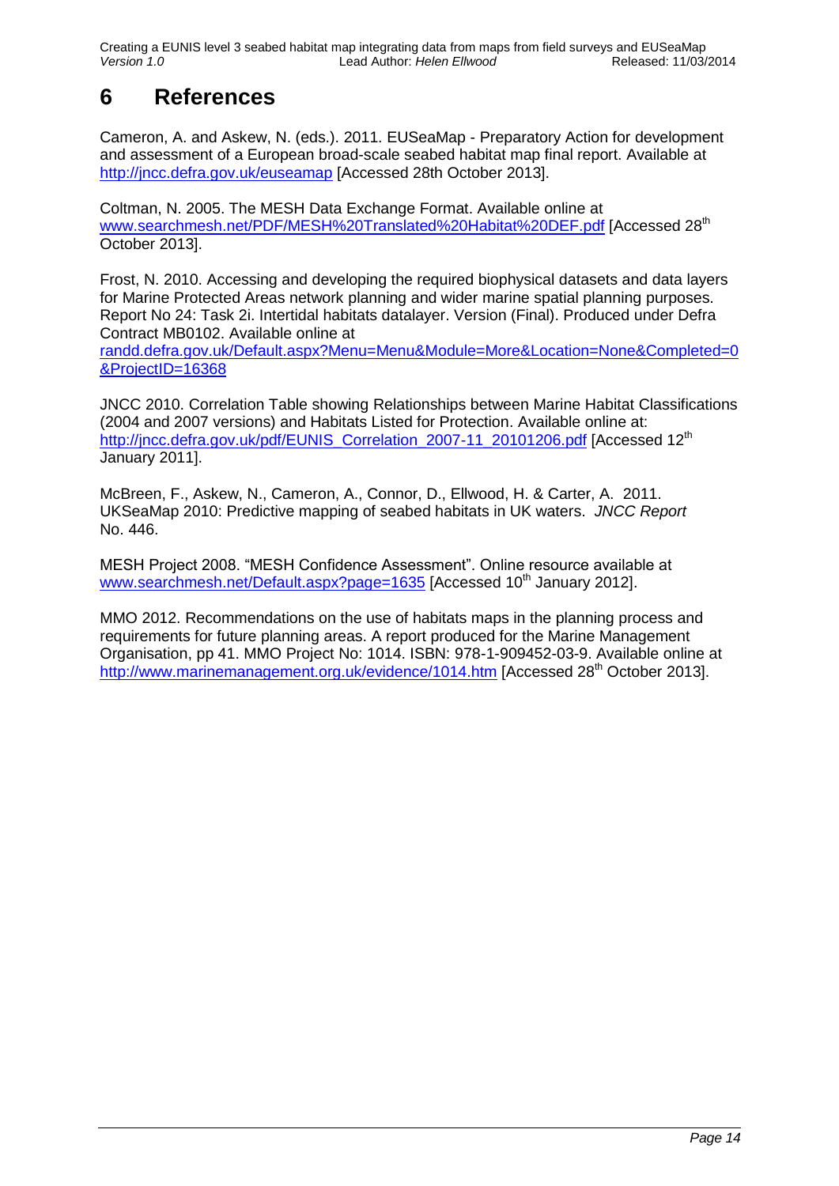# 6 References

Cameron, A. and Askew, N. (eds.). 2011. EUSeaMap - Preparatory Action for development and assessment of a European broad-scale seabed habitat map final report. Available at http://jncc.defra.gov.uk/euseamap [Accessed 28th October 2013].

Coltman, N. 2005. The MESH Data Exchange Format. Available online at www.searchmesh.net/PDF/MESH%20Translated%20Habitat%20DEF.pdf [Accessed 28th October 2013].

Frost, N. 2010. Accessing and developing the required biophysical datasets and data layers for Marine Protected Areas network planning and wider marine spatial planning purposes. Report No 24: Task 2i. Intertidal habitats datalayer. Version (Final). Produced under Defra Contract MB0102. Available online at randd.defra.gov.uk/Default.aspx?Menu=Menu&Module=More&Location=None&Completed=0&ProjectID=16368

JNCC 2010. Correlation Table showing Relationships between Marine Habitat Classifications (2004 and 2007 versions) and Habitats Listed for Protection. Available online at: http://jncc.defra.gov.uk/pdf/EUNIS_Correlation_2007-11_20101206.pdf [Accessed 12th January 2011].

McBreen, F., Askew, N., Cameron, A., Connor, D., Ellwood, H. & Carter, A. 2011. UKSeaMap 2010: Predictive mapping of seabed habitats in UK waters. *JNCC Report* No. 446.

MESH Project 2008. "MESH Confidence Assessment". Online resource available at www.searchmesh.net/Default.aspx?page=1635 [Accessed 10th January 2012].

MMO 2012. Recommendations on the use of habitats maps in the planning process and requirements for future planning areas. A report produced for the Marine Management Organisation, pp 41. MMO Project No: 1014. ISBN: 978-1-909452-03-9. Available online at http://www.marinemanagement.org.uk/evidence/1014.htm [Accessed 28th October 2013].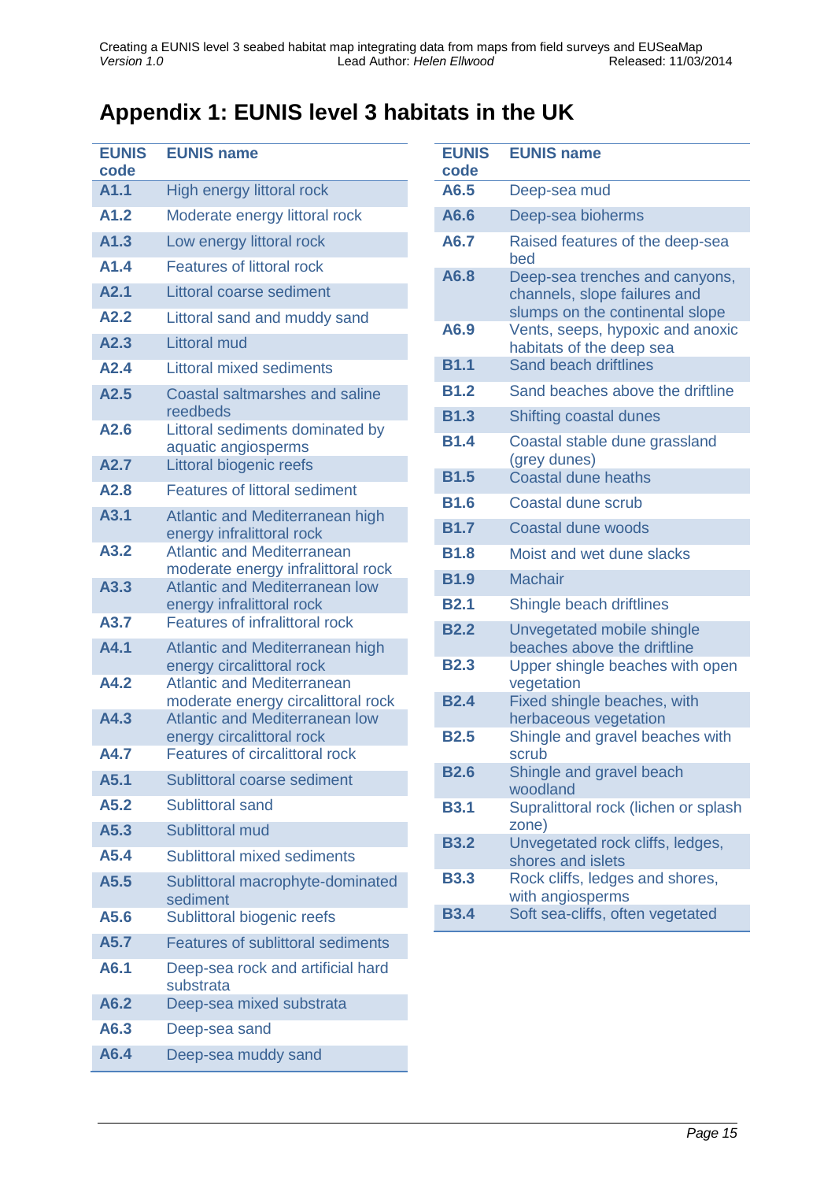# Appendix 1: EUNIS level 3 habitats in the UK

| EUNIS code | EUNIS name |
|---|---|
| A1.1 | High energy littoral rock |
| A1.2 | Moderate energy littoral rock |
| A1.3 | Low energy littoral rock |
| A1.4 | Features of littoral rock |
| A2.1 | Littoral coarse sediment |
| A2.2 | Littoral sand and muddy sand |
| A2.3 | Littoral mud |
| A2.4 | Littoral mixed sediments |
| A2.5 | Coastal saltmarshes and saline reedbeds |
| A2.6 | Littoral sediments dominated by aquatic angiosperms |
| A2.7 | Littoral biogenic reefs |
| A2.8 | Features of littoral sediment |
| A3.1 | Atlantic and Mediterranean high energy infralittoral rock |
| A3.2 | Atlantic and Mediterranean moderate energy infralittoral rock |
| A3.3 | Atlantic and Mediterranean low energy infralittoral rock |
| A3.7 | Features of infralittoral rock |
| A4.1 | Atlantic and Mediterranean high energy circalittoral rock |
| A4.2 | Atlantic and Mediterranean moderate energy circalittoral rock |
| A4.3 | Atlantic and Mediterranean low energy circalittoral rock |
| A4.7 | Features of circalittoral rock |
| A5.1 | Sublittoral coarse sediment |
| A5.2 | Sublittoral sand |
| A5.3 | Sublittoral mud |
| A5.4 | Sublittoral mixed sediments |
| A5.5 | Sublittoral macrophyte-dominated sediment |
| A5.6 | Sublittoral biogenic reefs |
| A5.7 | Features of sublittoral sediments |
| A6.1 | Deep-sea rock and artificial hard substrata |
| A6.2 | Deep-sea mixed substrata |
| A6.3 | Deep-sea sand |
| A6.4 | Deep-sea muddy sand |
| A6.5 | Deep-sea mud |
| A6.6 | Deep-sea bioherms |
| A6.7 | Raised features of the deep-sea bed |
| A6.8 | Deep-sea trenches and canyons, channels, slope failures and slumps on the continental slope |
| A6.9 | Vents, seeps, hypoxic and anoxic habitats of the deep sea |
| B1.1 | Sand beach driftlines |
| B1.2 | Sand beaches above the driftline |
| B1.3 | Shifting coastal dunes |
| B1.4 | Coastal stable dune grassland (grey dunes) |
| B1.5 | Coastal dune heaths |
| B1.6 | Coastal dune scrub |
| B1.7 | Coastal dune woods |
| B1.8 | Moist and wet dune slacks |
| B1.9 | Machair |
| B2.1 | Shingle beach driftlines |
| B2.2 | Unvegetated mobile shingle beaches above the driftline |
| B2.3 | Upper shingle beaches with open vegetation |
| B2.4 | Fixed shingle beaches, with herbaceous vegetation |
| B2.5 | Shingle and gravel beaches with scrub |
| B2.6 | Shingle and gravel beach woodland |
| B3.1 | Supralittoral rock (lichen or splash zone) |
| B3.2 | Unvegetated rock cliffs, ledges, shores and islets |
| B3.3 | Rock cliffs, ledges and shores, with angiosperms |
| B3.4 | Soft sea-cliffs, often vegetated |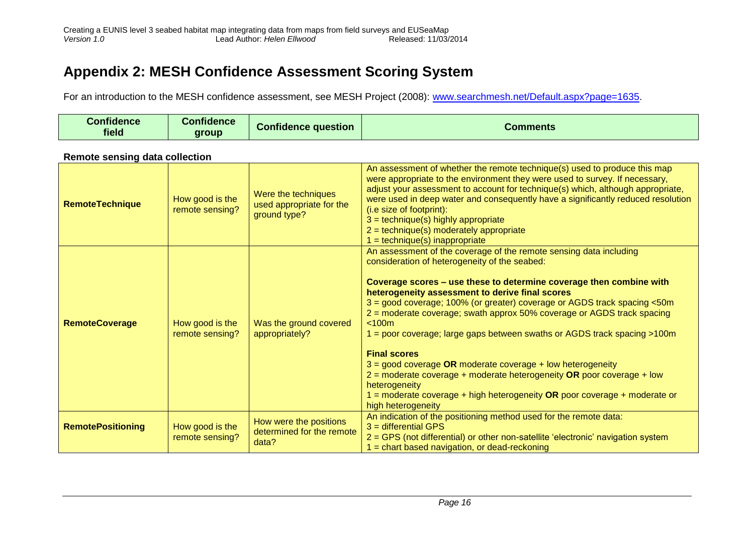# Appendix 2: MESH Confidence Assessment Scoring System

For an introduction to the MESH confidence assessment, see MESH Project (2008): www.searchmesh.net/Default.aspx?page=1635.

| Confidence field | Confidence group | Confidence question | Comments |
|---|---|---|---|
| **Remote sensing data collection** | | | |
| **RemoteTechnique** | How good is the remote sensing? | Were the techniques used appropriate for the ground type? | An assessment of whether the remote technique(s) used to produce this map were appropriate to the environment they were used to survey. If necessary, adjust your assessment to account for technique(s) which, although appropriate, were used in deep water and consequently have a significantly reduced resolution (i.e size of footprint):<br>3 = technique(s) highly appropriate<br>2 = technique(s) moderately appropriate<br>1 = technique(s) inappropriate |
| **RemoteCoverage** | How good is the remote sensing? | Was the ground covered appropriately? | An assessment of the coverage of the remote sensing data including consideration of heterogeneity of the seabed:<br><br>**Coverage scores – use these to determine coverage then combine with heterogeneity assessment to derive final scores**<br>3 = good coverage; 100% (or greater) coverage or AGDS track spacing <50m<br>2 = moderate coverage; swath approx 50% coverage or AGDS track spacing <100m<br>1 = poor coverage; large gaps between swaths or AGDS track spacing >100m<br><br>**Final scores**<br>3 = good coverage **OR** moderate coverage + low heterogeneity<br>2 = moderate coverage + moderate heterogeneity **OR** poor coverage + low heterogeneity<br>1 = moderate coverage + high heterogeneity **OR** poor coverage + moderate or high heterogeneity |
| **RemotePositioning** | How good is the remote sensing? | How were the positions determined for the remote data? | An indication of the positioning method used for the remote data:<br>3 = differential GPS<br>2 = GPS (not differential) or other non-satellite 'electronic' navigation system<br>1 = chart based navigation, or dead-reckoning |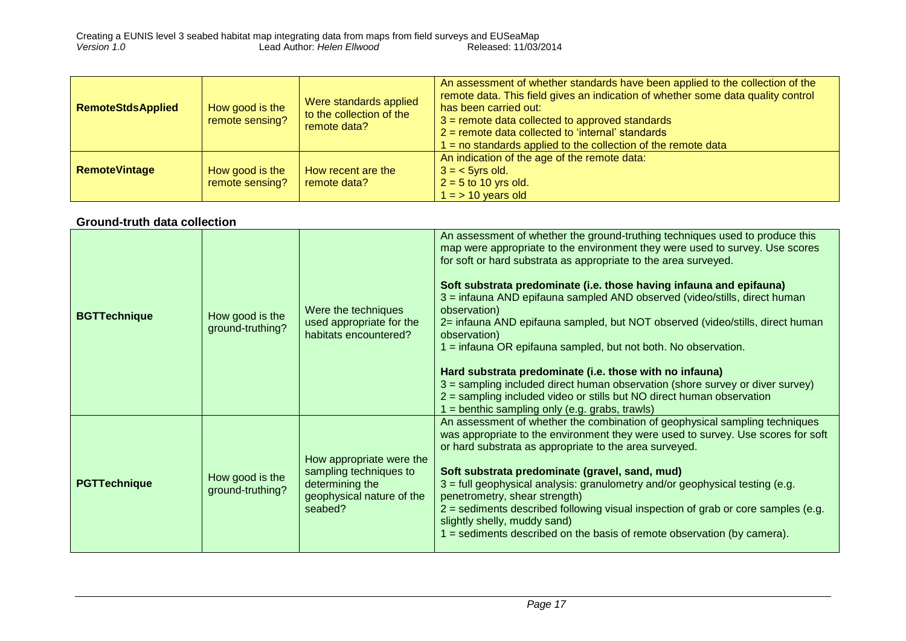| **RemoteStdsApplied** | How good is the remote sensing? | Were standards applied to the collection of the remote data? | An assessment of whether standards have been applied to the collection of the remote data. This field gives an indication of whether some data quality control has been carried out:<br>3 = remote data collected to approved standards<br>2 = remote data collected to 'internal' standards<br>1 = no standards applied to the collection of the remote data |
|---|---|---|---|
| **RemoteVintage** | How good is the remote sensing? | How recent are the remote data? | An indication of the age of the remote data:<br>3 = < 5yrs old.<br>2 = 5 to 10 yrs old.<br>1 = > 10 years old |

## Ground-truth data collection

| **BGTTechnique** | How good is the ground-truthing? | Were the techniques used appropriate for the habitats encountered? | An assessment of whether the ground-truthing techniques used to produce this map were appropriate to the environment they were used to survey. Use scores for soft or hard substrata as appropriate to the area surveyed.<br><br>**Soft substrata predominate (i.e. those having infauna and epifauna)**<br>3 = infauna AND epifauna sampled AND observed (video/stills, direct human observation)<br>2= infauna AND epifauna sampled, but NOT observed (video/stills, direct human observation)<br>1 = infauna OR epifauna sampled, but not both. No observation.<br><br>**Hard substrata predominate (i.e. those with no infauna)**<br>3 = sampling included direct human observation (shore survey or diver survey)<br>2 = sampling included video or stills but NO direct human observation<br>1 = benthic sampling only (e.g. grabs, trawls) |
|---|---|---|---|
| **PGTTechnique** | How good is the ground-truthing? | How appropriate were the sampling techniques to determining the geophysical nature of the seabed? | An assessment of whether the combination of geophysical sampling techniques was appropriate to the environment they were used to survey. Use scores for soft or hard substrata as appropriate to the area surveyed.<br><br>**Soft substrata predominate (gravel, sand, mud)**<br>3 = full geophysical analysis: granulometry and/or geophysical testing (e.g. penetrometry, shear strength)<br>2 = sediments described following visual inspection of grab or core samples (e.g. slightly shelly, muddy sand)<br>1 = sediments described on the basis of remote observation (by camera). |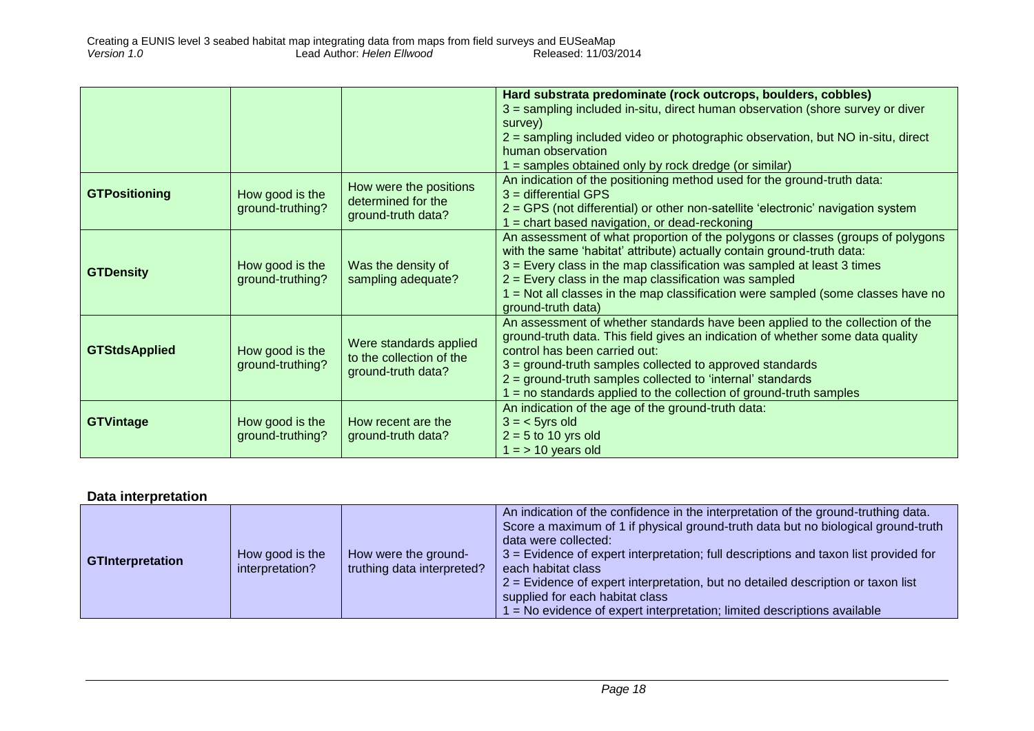| | | | |
|---|---|---|---|
| | | | **Hard substrata predominate (rock outcrops, boulders, cobbles)**<br>3 = sampling included in-situ, direct human observation (shore survey or diver survey)<br>2 = sampling included video or photographic observation, but NO in-situ, direct human observation<br>1 = samples obtained only by rock dredge (or similar) |
| **GTPositioning** | How good is the ground-truthing? | How were the positions determined for the ground-truth data? | An indication of the positioning method used for the ground-truth data:<br>3 = differential GPS<br>2 = GPS (not differential) or other non-satellite 'electronic' navigation system<br>1 = chart based navigation, or dead-reckoning |
| **GTDensity** | How good is the ground-truthing? | Was the density of sampling adequate? | An assessment of what proportion of the polygons or classes (groups of polygons with the same 'habitat' attribute) actually contain ground-truth data:<br>3 = Every class in the map classification was sampled at least 3 times<br>2 = Every class in the map classification was sampled<br>1 = Not all classes in the map classification were sampled (some classes have no ground-truth data) |
| **GTStdsApplied** | How good is the ground-truthing? | Were standards applied to the collection of the ground-truth data? | An assessment of whether standards have been applied to the collection of the ground-truth data. This field gives an indication of whether some data quality control has been carried out:<br>3 = ground-truth samples collected to approved standards<br>2 = ground-truth samples collected to 'internal' standards<br>1 = no standards applied to the collection of ground-truth samples |
| **GTVintage** | How good is the ground-truthing? | How recent are the ground-truth data? | An indication of the age of the ground-truth data:<br>3 = < 5yrs old<br>2 = 5 to 10 yrs old<br>1 = > 10 years old |

**Data interpretation**

| | | | |
|---|---|---|---|
| **GTInterpretation** | How good is the interpretation? | How were the ground-truthing data interpreted? | An indication of the confidence in the interpretation of the ground-truthing data. Score a maximum of 1 if physical ground-truth data but no biological ground-truth data were collected:<br>3 = Evidence of expert interpretation; full descriptions and taxon list provided for each habitat class<br>2 = Evidence of expert interpretation, but no detailed description or taxon list supplied for each habitat class<br>1 = No evidence of expert interpretation; limited descriptions available |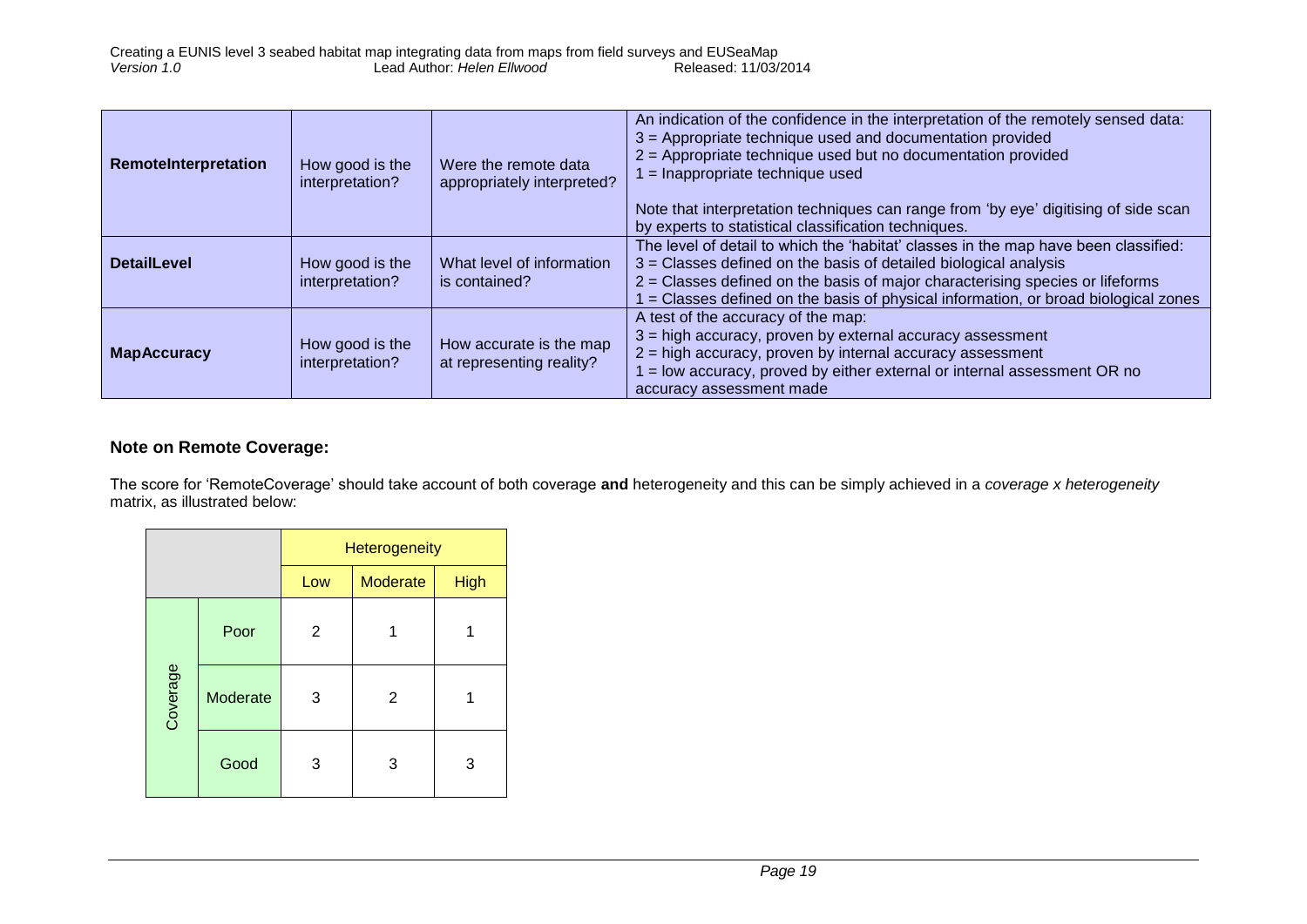| RemoteInterpretation | How good is the interpretation? | Were the remote data appropriately interpreted? | An indication of the confidence in the interpretation of the remotely sensed data:<br>3 = Appropriate technique used and documentation provided<br>2 = Appropriate technique used but no documentation provided<br>1 = Inappropriate technique used<br><br>Note that interpretation techniques can range from 'by eye' digitising of side scan by experts to statistical classification techniques. |
|---|---|---|---|
| **DetailLevel** | How good is the interpretation? | What level of information is contained? | The level of detail to which the 'habitat' classes in the map have been classified:<br>3 = Classes defined on the basis of detailed biological analysis<br>2 = Classes defined on the basis of major characterising species or lifeforms<br>1 = Classes defined on the basis of physical information, or broad biological zones |
| **MapAccuracy** | How good is the interpretation? | How accurate is the map at representing reality? | A test of the accuracy of the map:<br>3 = high accuracy, proven by external accuracy assessment<br>2 = high accuracy, proven by internal accuracy assessment<br>1 = low accuracy, proved by either external or internal assessment OR no accuracy assessment made |

### Note on Remote Coverage:

The score for 'RemoteCoverage' should take account of both coverage **and** heterogeneity and this can be simply achieved in a *coverage x heterogeneity* matrix, as illustrated below:

| | | Heterogeneity | | |
|---|---|---|---|---|
| | | Low | Moderate | High |
| Coverage | Poor | 2 | 1 | 1 |
| | Moderate | 3 | 2 | 1 |
| | Good | 3 | 3 | 3 |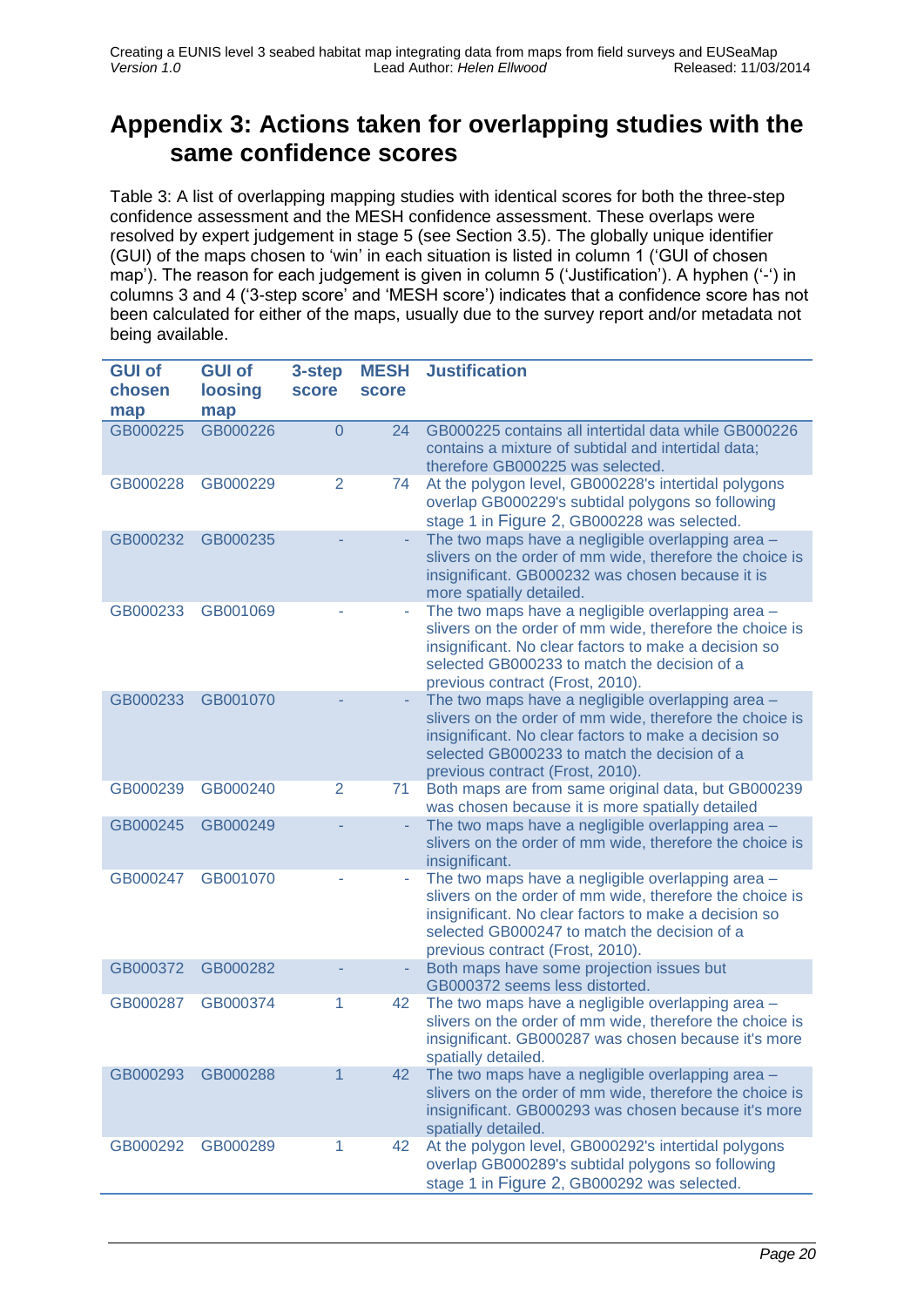# Appendix 3: Actions taken for overlapping studies with the same confidence scores

Table 3: A list of overlapping mapping studies with identical scores for both the three-step confidence assessment and the MESH confidence assessment. These overlaps were resolved by expert judgement in stage 5 (see Section 3.5). The globally unique identifier (GUI) of the maps chosen to 'win' in each situation is listed in column 1 ('GUI of chosen map'). The reason for each judgement is given in column 5 ('Justification'). A hyphen ('-') in columns 3 and 4 ('3-step score' and 'MESH score') indicates that a confidence score has not been calculated for either of the maps, usually due to the survey report and/or metadata not being available.

| GUI of chosen map | GUI of loosing map | 3-step score | MESH score | Justification |
|---|---|---|---|---|
| GB000225 | GB000226 | 0 | 24 | GB000225 contains all intertidal data while GB000226 contains a mixture of subtidal and intertidal data; therefore GB000225 was selected. |
| GB000228 | GB000229 | 2 | 74 | At the polygon level, GB000228's intertidal polygons overlap GB000229's subtidal polygons so following stage 1 in Figure 2, GB000228 was selected. |
| GB000232 | GB000235 | - | - | The two maps have a negligible overlapping area – slivers on the order of mm wide, therefore the choice is insignificant. GB000232 was chosen because it is more spatially detailed. |
| GB000233 | GB001069 | - | - | The two maps have a negligible overlapping area – slivers on the order of mm wide, therefore the choice is insignificant. No clear factors to make a decision so selected GB000233 to match the decision of a previous contract (Frost, 2010). |
| GB000233 | GB001070 | - | - | The two maps have a negligible overlapping area – slivers on the order of mm wide, therefore the choice is insignificant. No clear factors to make a decision so selected GB000233 to match the decision of a previous contract (Frost, 2010). |
| GB000239 | GB000240 | 2 | 71 | Both maps are from same original data, but GB000239 was chosen because it is more spatially detailed |
| GB000245 | GB000249 | - | - | The two maps have a negligible overlapping area – slivers on the order of mm wide, therefore the choice is insignificant. |
| GB000247 | GB001070 | - | - | The two maps have a negligible overlapping area – slivers on the order of mm wide, therefore the choice is insignificant. No clear factors to make a decision so selected GB000247 to match the decision of a previous contract (Frost, 2010). |
| GB000372 | GB000282 | - | - | Both maps have some projection issues but GB000372 seems less distorted. |
| GB000287 | GB000374 | 1 | 42 | The two maps have a negligible overlapping area – slivers on the order of mm wide, therefore the choice is insignificant. GB000287 was chosen because it's more spatially detailed. |
| GB000293 | GB000288 | 1 | 42 | The two maps have a negligible overlapping area – slivers on the order of mm wide, therefore the choice is insignificant. GB000293 was chosen because it's more spatially detailed. |
| GB000292 | GB000289 | 1 | 42 | At the polygon level, GB000292's intertidal polygons overlap GB000289's subtidal polygons so following stage 1 in Figure 2, GB000292 was selected. |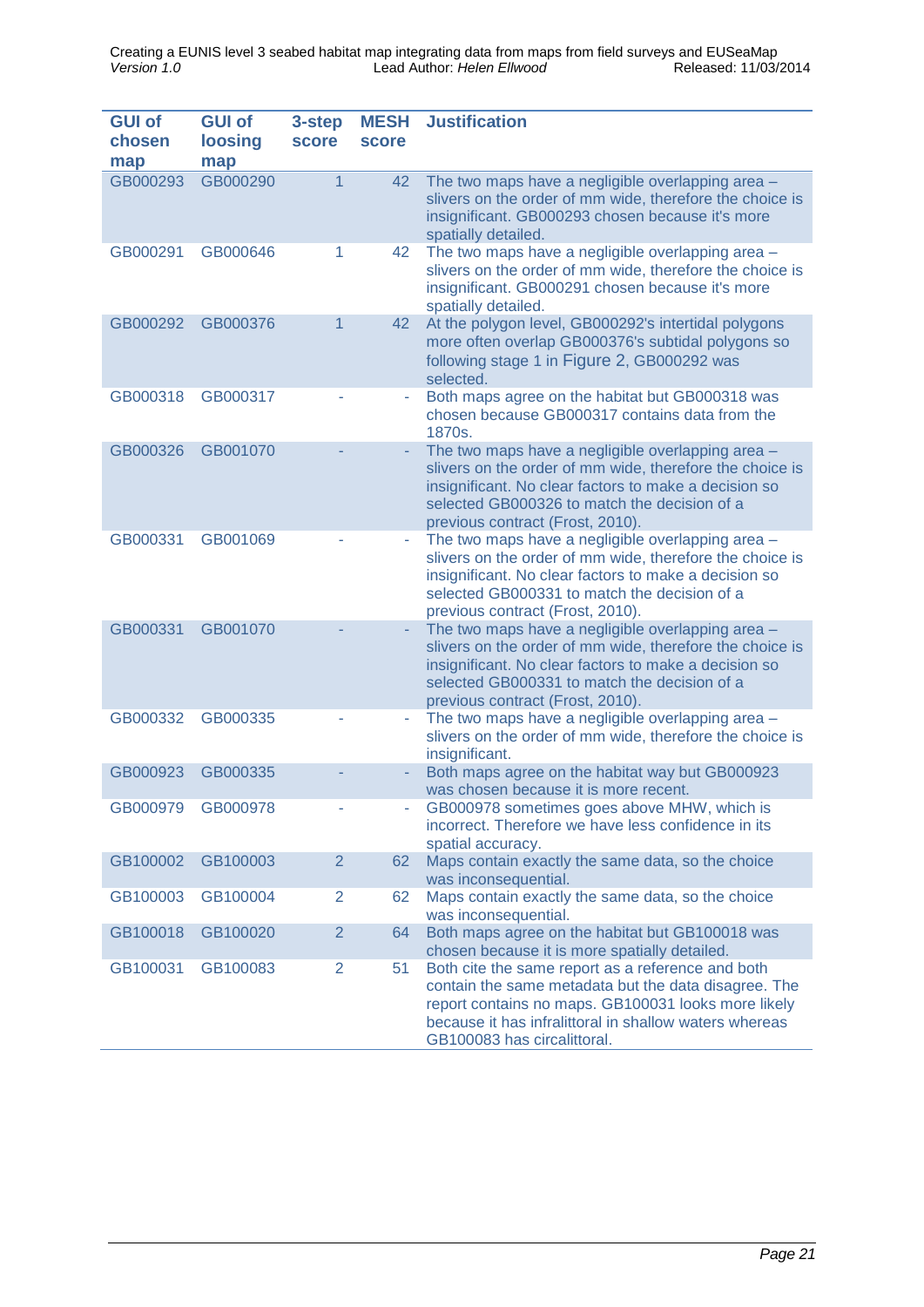| GUI of chosen map | GUI of loosing map | 3-step score | MESH score | Justification |
|---|---|---|---|---|
| GB000293 | GB000290 | 1 | 42 | The two maps have a negligible overlapping area – slivers on the order of mm wide, therefore the choice is insignificant. GB000293 chosen because it's more spatially detailed. |
| GB000291 | GB000646 | 1 | 42 | The two maps have a negligible overlapping area – slivers on the order of mm wide, therefore the choice is insignificant. GB000291 chosen because it's more spatially detailed. |
| GB000292 | GB000376 | 1 | 42 | At the polygon level, GB000292's intertidal polygons more often overlap GB000376's subtidal polygons so following stage 1 in Figure 2, GB000292 was selected. |
| GB000318 | GB000317 | - | - | Both maps agree on the habitat but GB000318 was chosen because GB000317 contains data from the 1870s. |
| GB000326 | GB001070 | - | - | The two maps have a negligible overlapping area – slivers on the order of mm wide, therefore the choice is insignificant. No clear factors to make a decision so selected GB000326 to match the decision of a previous contract (Frost, 2010). |
| GB000331 | GB001069 | - | - | The two maps have a negligible overlapping area – slivers on the order of mm wide, therefore the choice is insignificant. No clear factors to make a decision so selected GB000331 to match the decision of a previous contract (Frost, 2010). |
| GB000331 | GB001070 | - | - | The two maps have a negligible overlapping area – slivers on the order of mm wide, therefore the choice is insignificant. No clear factors to make a decision so selected GB000331 to match the decision of a previous contract (Frost, 2010). |
| GB000332 | GB000335 | - | - | The two maps have a negligible overlapping area – slivers on the order of mm wide, therefore the choice is insignificant. |
| GB000923 | GB000335 | - | - | Both maps agree on the habitat way but GB000923 was chosen because it is more recent. |
| GB000979 | GB000978 | - | - | GB000978 sometimes goes above MHW, which is incorrect. Therefore we have less confidence in its spatial accuracy. |
| GB100002 | GB100003 | 2 | 62 | Maps contain exactly the same data, so the choice was inconsequential. |
| GB100003 | GB100004 | 2 | 62 | Maps contain exactly the same data, so the choice was inconsequential. |
| GB100018 | GB100020 | 2 | 64 | Both maps agree on the habitat but GB100018 was chosen because it is more spatially detailed. |
| GB100031 | GB100083 | 2 | 51 | Both cite the same report as a reference and both contain the same metadata but the data disagree. The report contains no maps. GB100031 looks more likely because it has infralittoral in shallow waters whereas GB100083 has circalittoral. |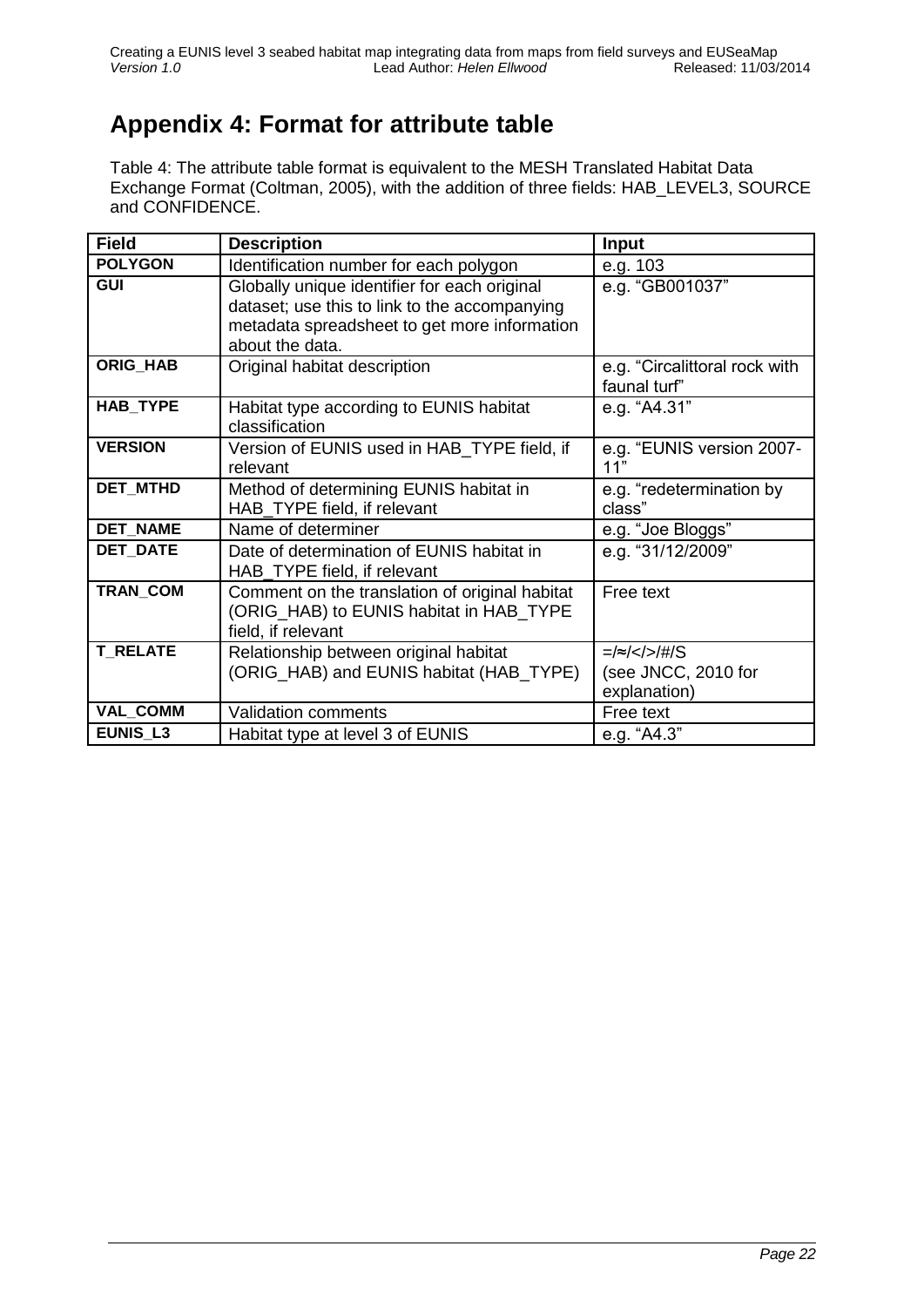# Appendix 4: Format for attribute table

Table 4: The attribute table format is equivalent to the MESH Translated Habitat Data Exchange Format (Coltman, 2005), with the addition of three fields: HAB_LEVEL3, SOURCE and CONFIDENCE.

| Field | Description | Input |
|---|---|---|
| **POLYGON** | Identification number for each polygon | e.g. 103 |
| **GUI** | Globally unique identifier for each original dataset; use this to link to the accompanying metadata spreadsheet to get more information about the data. | e.g. "GB001037" |
| **ORIG_HAB** | Original habitat description | e.g. "Circalittoral rock with faunal turf" |
| **HAB_TYPE** | Habitat type according to EUNIS habitat classification | e.g. "A4.31" |
| **VERSION** | Version of EUNIS used in HAB_TYPE field, if relevant | e.g. "EUNIS version 2007-11" |
| **DET_MTHD** | Method of determining EUNIS habitat in HAB_TYPE field, if relevant | e.g. "redetermination by class" |
| **DET_NAME** | Name of determiner | e.g. "Joe Bloggs" |
| **DET_DATE** | Date of determination of EUNIS habitat in HAB_TYPE field, if relevant | e.g. "31/12/2009" |
| **TRAN_COM** | Comment on the translation of original habitat (ORIG_HAB) to EUNIS habitat in HAB_TYPE field, if relevant | Free text |
| **T_RELATE** | Relationship between original habitat (ORIG_HAB) and EUNIS habitat (HAB_TYPE) | =/≈/</>/#/S (see JNCC, 2010 for explanation) |
| **VAL_COMM** | Validation comments | Free text |
| **EUNIS_L3** | Habitat type at level 3 of EUNIS | e.g. "A4.3" |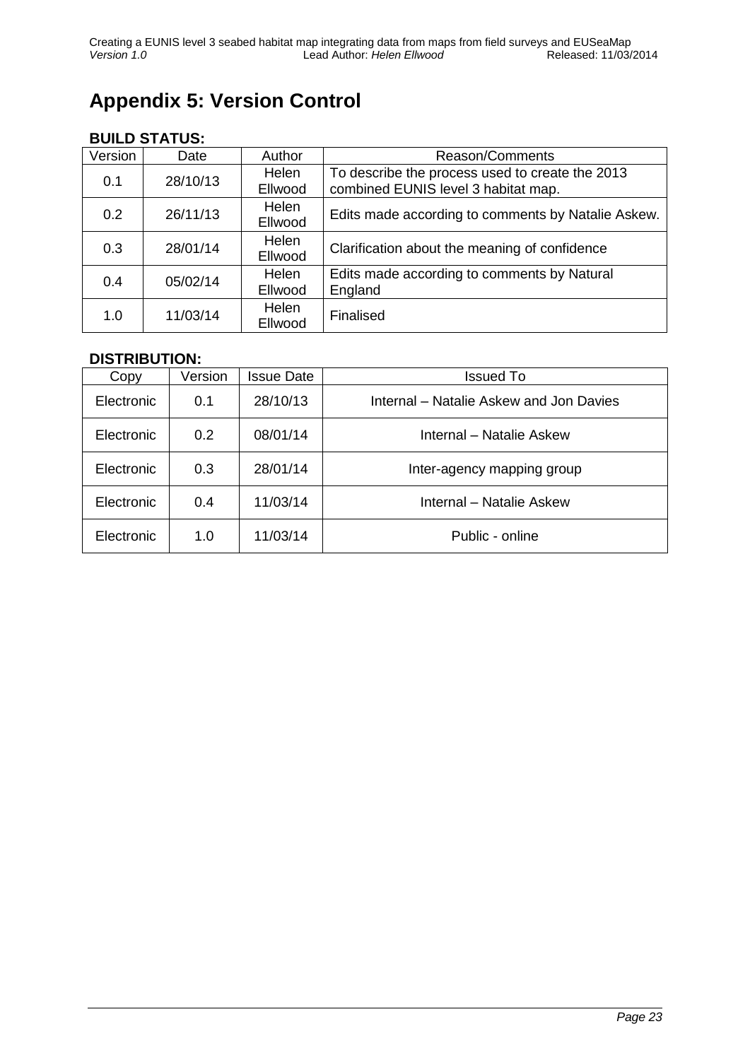# Appendix 5: Version Control

**BUILD STATUS:**

| Version | Date | Author | Reason/Comments |
|---|---|---|---|
| 0.1 | 28/10/13 | Helen Ellwood | To describe the process used to create the 2013 combined EUNIS level 3 habitat map. |
| 0.2 | 26/11/13 | Helen Ellwood | Edits made according to comments by Natalie Askew. |
| 0.3 | 28/01/14 | Helen Ellwood | Clarification about the meaning of confidence |
| 0.4 | 05/02/14 | Helen Ellwood | Edits made according to comments by Natural England |
| 1.0 | 11/03/14 | Helen Ellwood | Finalised |

**DISTRIBUTION:**

| Copy | Version | Issue Date | Issued To |
|---|---|---|---|
| Electronic | 0.1 | 28/10/13 | Internal – Natalie Askew and Jon Davies |
| Electronic | 0.2 | 08/01/14 | Internal – Natalie Askew |
| Electronic | 0.3 | 28/01/14 | Inter-agency mapping group |
| Electronic | 0.4 | 11/03/14 | Internal – Natalie Askew |
| Electronic | 1.0 | 11/03/14 | Public - online |